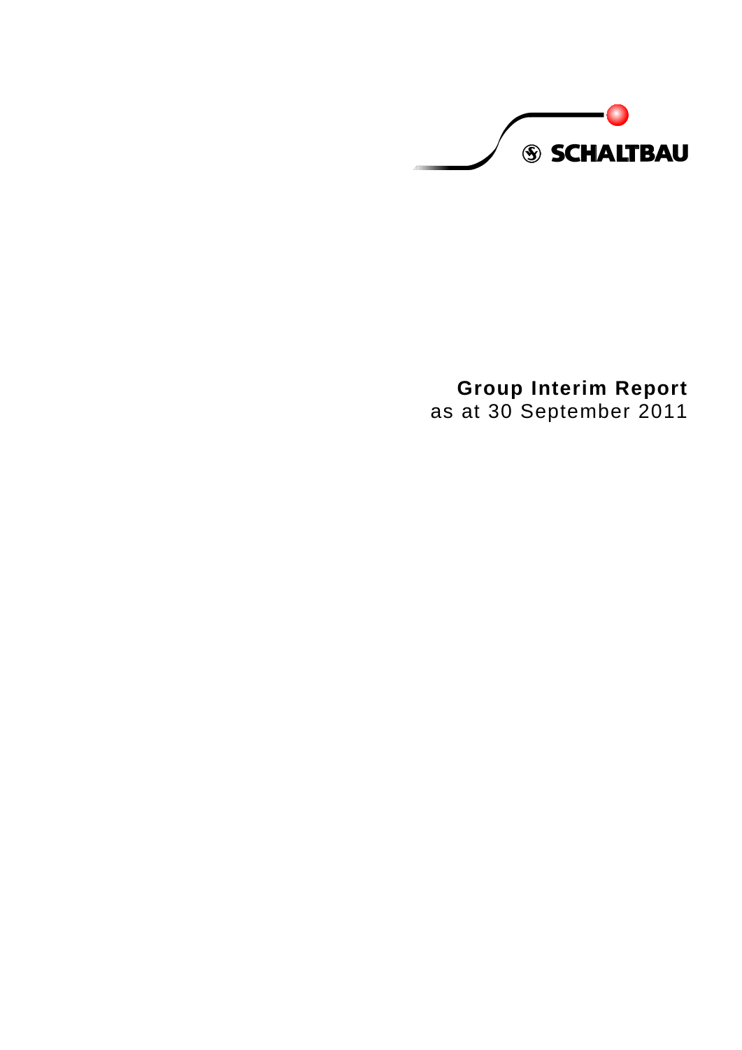SCHALTBAU

# Group Interim Report

as at 30 September 2011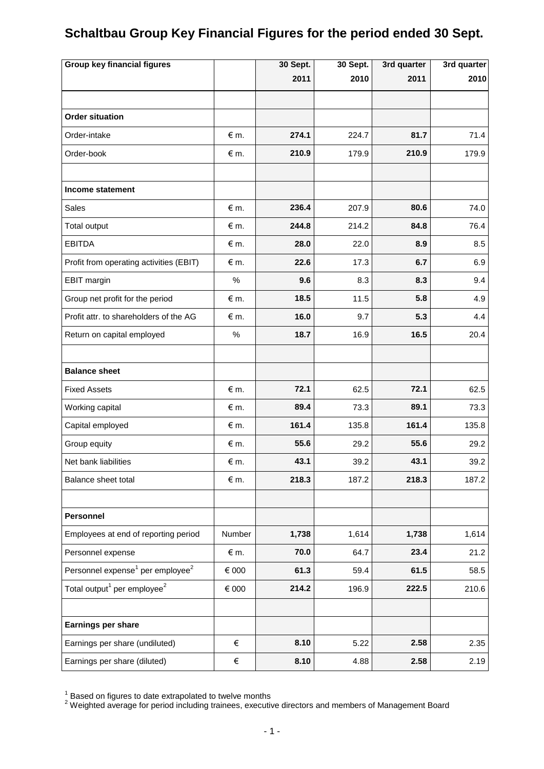# Schaltbau Group Key Financial Figures for the period ended 30 Sept.

| Group key financial figures | | 30 Sept. 2011 | 30 Sept. 2010 | 3rd quarter 2011 | 3rd quarter 2010 |
|---|---|---|---|---|---|
| | | | | | |
| **Order situation** | | | | | |
| Order-intake | € m. | **274.1** | 224.7 | **81.7** | 71.4 |
| Order-book | € m. | **210.9** | 179.9 | **210.9** | 179.9 |
| | | | | | |
| **Income statement** | | | | | |
| Sales | € m. | **236.4** | 207.9 | **80.6** | 74.0 |
| Total output | € m. | **244.8** | 214.2 | **84.8** | 76.4 |
| EBITDA | € m. | **28.0** | 22.0 | **8.9** | 8.5 |
| Profit from operating activities (EBIT) | € m. | **22.6** | 17.3 | **6.7** | 6.9 |
| EBIT margin | % | **9.6** | 8.3 | **8.3** | 9.4 |
| Group net profit for the period | € m. | **18.5** | 11.5 | **5.8** | 4.9 |
| Profit attr. to shareholders of the AG | € m. | **16.0** | 9.7 | **5.3** | 4.4 |
| Return on capital employed | % | **18.7** | 16.9 | **16.5** | 20.4 |
| | | | | | |
| **Balance sheet** | | | | | |
| Fixed Assets | € m. | **72.1** | 62.5 | **72.1** | 62.5 |
| Working capital | € m. | **89.4** | 73.3 | **89.1** | 73.3 |
| Capital employed | € m. | **161.4** | 135.8 | **161.4** | 135.8 |
| Group equity | € m. | **55.6** | 29.2 | **55.6** | 29.2 |
| Net bank liabilities | € m. | **43.1** | 39.2 | **43.1** | 39.2 |
| Balance sheet total | € m. | **218.3** | 187.2 | **218.3** | 187.2 |
| | | | | | |
| **Personnel** | | | | | |
| Employees at end of reporting period | Number | **1,738** | 1,614 | **1,738** | 1,614 |
| Personnel expense | € m. | **70.0** | 64.7 | **23.4** | 21.2 |
| Personnel expense[1] per employee[2] | € 000 | **61.3** | 59.4 | **61.5** | 58.5 |
| Total output[1] per employee[2] | € 000 | **214.2** | 196.9 | **222.5** | 210.6 |
| | | | | | |
| **Earnings per share** | | | | | |
| Earnings per share (undiluted) | € | **8.10** | 5.22 | **2.58** | 2.35 |
| Earnings per share (diluted) | € | **8.10** | 4.88 | **2.58** | 2.19 |

[1] Based on figures to date extrapolated to twelve months
[2] Weighted average for period including trainees, executive directors and members of Management Board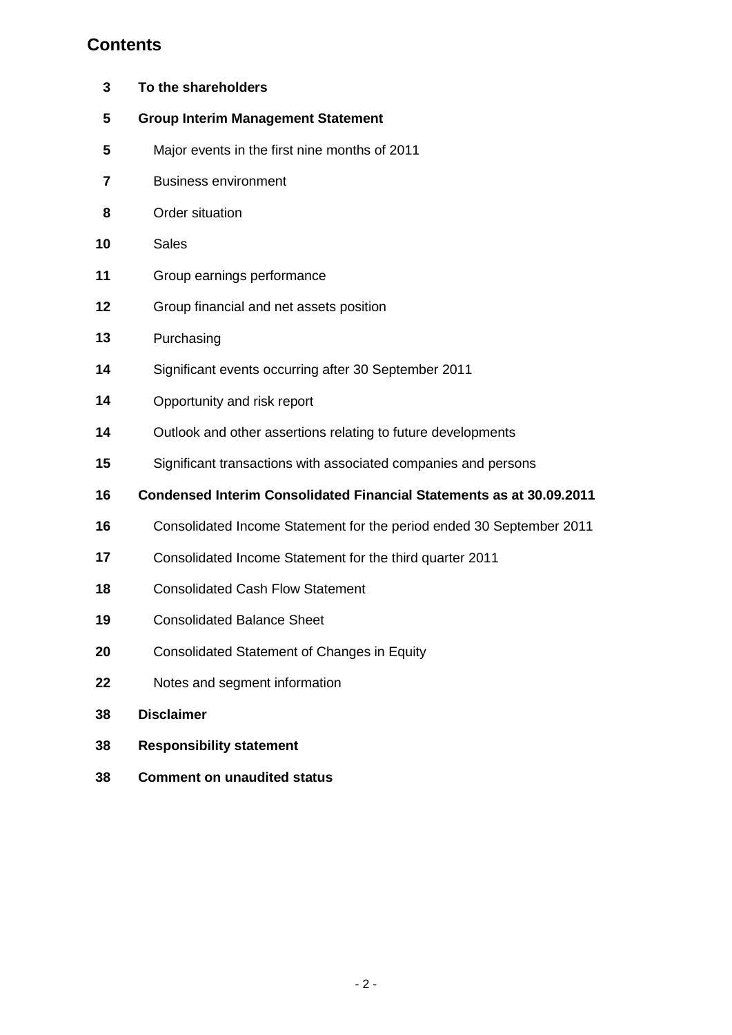## Contents

| | |
|---|---|
| 3 | **To the shareholders** |
| 5 | **Group Interim Management Statement** |
| 5 | Major events in the first nine months of 2011 |
| 7 | Business environment |
| 8 | Order situation |
| 10 | Sales |
| 11 | Group earnings performance |
| 12 | Group financial and net assets position |
| 13 | Purchasing |
| 14 | Significant events occurring after 30 September 2011 |
| 14 | Opportunity and risk report |
| 14 | Outlook and other assertions relating to future developments |
| 15 | Significant transactions with associated companies and persons |
| 16 | **Condensed Interim Consolidated Financial Statements as at 30.09.2011** |
| 16 | Consolidated Income Statement for the period ended 30 September 2011 |
| 17 | Consolidated Income Statement for the third quarter 2011 |
| 18 | Consolidated Cash Flow Statement |
| 19 | Consolidated Balance Sheet |
| 20 | Consolidated Statement of Changes in Equity |
| 22 | Notes and segment information |
| 38 | **Disclaimer** |
| 38 | **Responsibility statement** |
| 38 | **Comment on unaudited status** |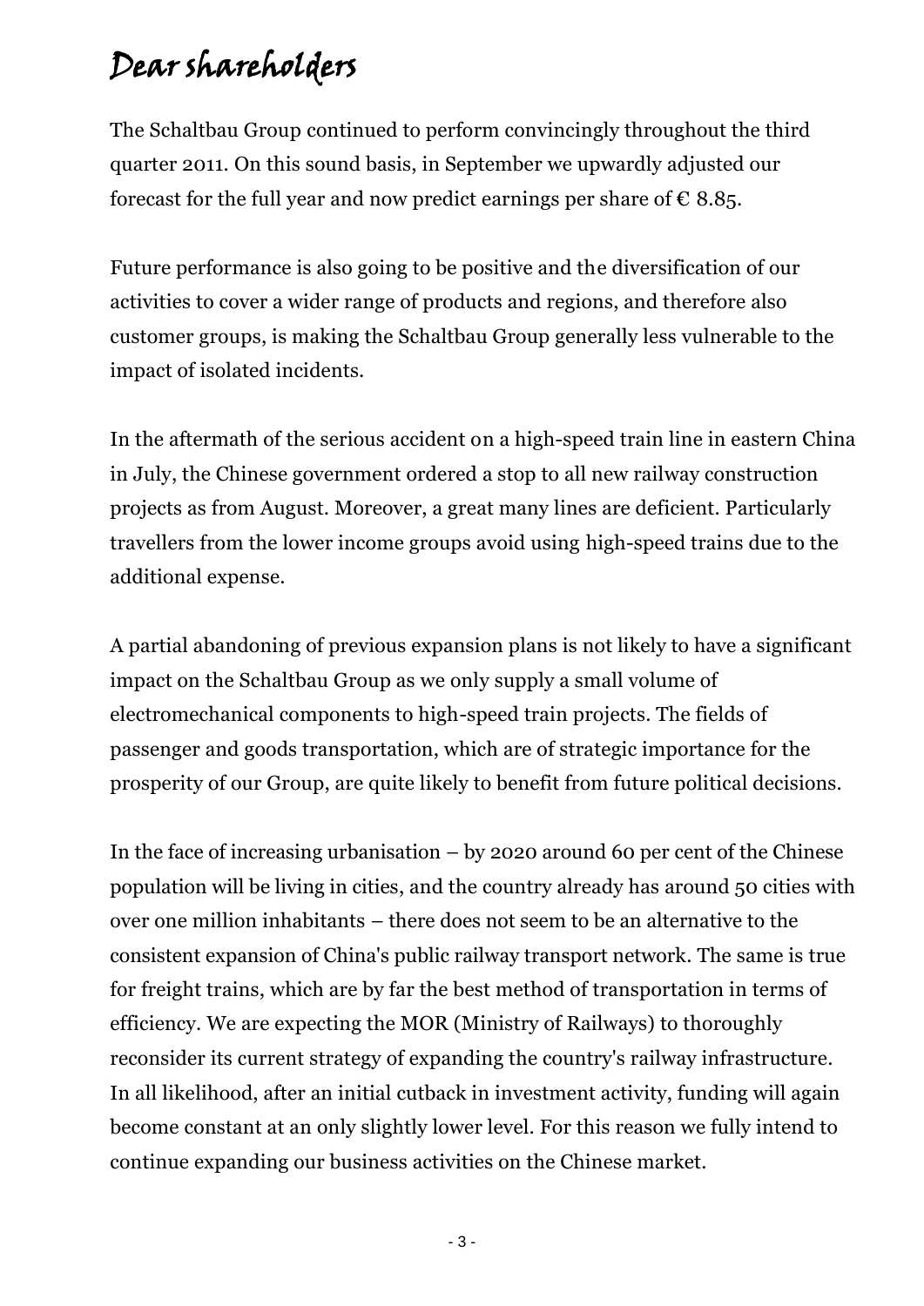# Dear shareholders

The Schaltbau Group continued to perform convincingly throughout the third quarter 2011. On this sound basis, in September we upwardly adjusted our forecast for the full year and now predict earnings per share of € 8.85.

Future performance is also going to be positive and the diversification of our activities to cover a wider range of products and regions, and therefore also customer groups, is making the Schaltbau Group generally less vulnerable to the impact of isolated incidents.

In the aftermath of the serious accident on a high-speed train line in eastern China in July, the Chinese government ordered a stop to all new railway construction projects as from August. Moreover, a great many lines are deficient. Particularly travellers from the lower income groups avoid using high-speed trains due to the additional expense.

A partial abandoning of previous expansion plans is not likely to have a significant impact on the Schaltbau Group as we only supply a small volume of electromechanical components to high-speed train projects. The fields of passenger and goods transportation, which are of strategic importance for the prosperity of our Group, are quite likely to benefit from future political decisions.

In the face of increasing urbanisation – by 2020 around 60 per cent of the Chinese population will be living in cities, and the country already has around 50 cities with over one million inhabitants – there does not seem to be an alternative to the consistent expansion of China's public railway transport network. The same is true for freight trains, which are by far the best method of transportation in terms of efficiency. We are expecting the MOR (Ministry of Railways) to thoroughly reconsider its current strategy of expanding the country's railway infrastructure. In all likelihood, after an initial cutback in investment activity, funding will again become constant at an only slightly lower level. For this reason we fully intend to continue expanding our business activities on the Chinese market.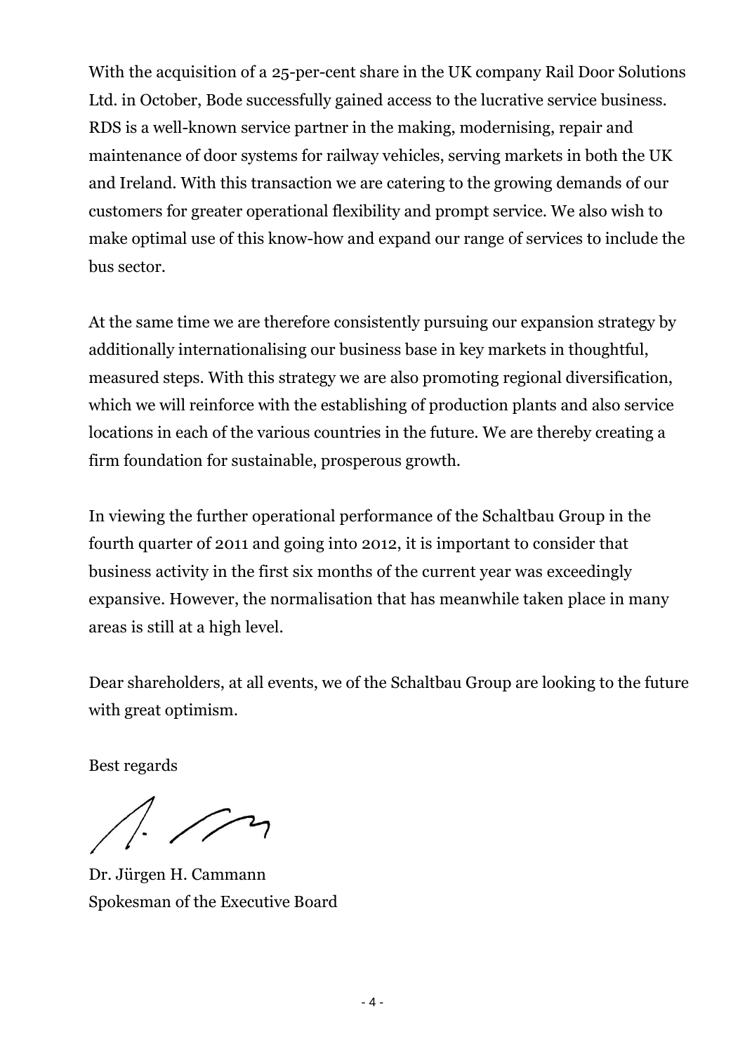With the acquisition of a 25-per-cent share in the UK company Rail Door Solutions Ltd. in October, Bode successfully gained access to the lucrative service business. RDS is a well-known service partner in the making, modernising, repair and maintenance of door systems for railway vehicles, serving markets in both the UK and Ireland. With this transaction we are catering to the growing demands of our customers for greater operational flexibility and prompt service. We also wish to make optimal use of this know-how and expand our range of services to include the bus sector.

At the same time we are therefore consistently pursuing our expansion strategy by additionally internationalising our business base in key markets in thoughtful, measured steps. With this strategy we are also promoting regional diversification, which we will reinforce with the establishing of production plants and also service locations in each of the various countries in the future. We are thereby creating a firm foundation for sustainable, prosperous growth.

In viewing the further operational performance of the Schaltbau Group in the fourth quarter of 2011 and going into 2012, it is important to consider that business activity in the first six months of the current year was exceedingly expansive. However, the normalisation that has meanwhile taken place in many areas is still at a high level.

Dear shareholders, at all events, we of the Schaltbau Group are looking to the future with great optimism.

Best regards

Dr. Jürgen H. Cammann
Spokesman of the Executive Board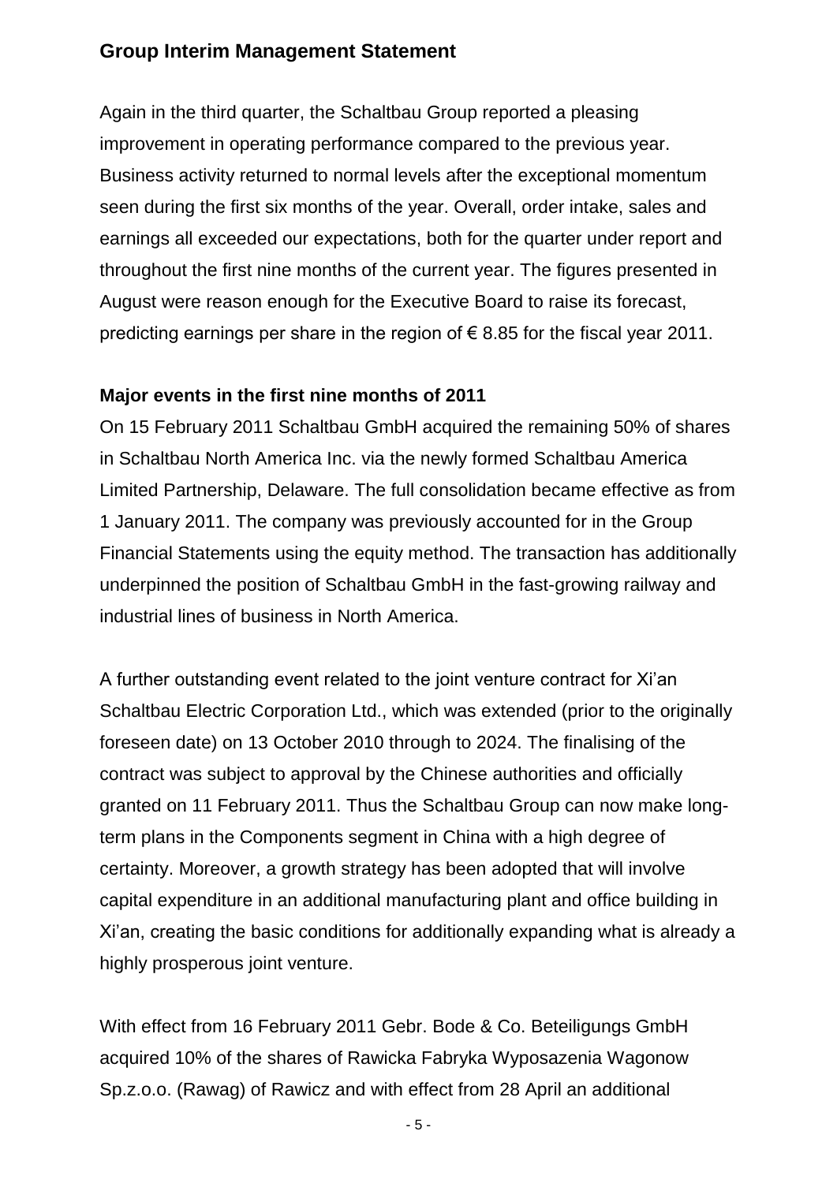## Group Interim Management Statement

Again in the third quarter, the Schaltbau Group reported a pleasing improvement in operating performance compared to the previous year. Business activity returned to normal levels after the exceptional momentum seen during the first six months of the year. Overall, order intake, sales and earnings all exceeded our expectations, both for the quarter under report and throughout the first nine months of the current year. The figures presented in August were reason enough for the Executive Board to raise its forecast, predicting earnings per share in the region of € 8.85 for the fiscal year 2011.

### Major events in the first nine months of 2011

On 15 February 2011 Schaltbau GmbH acquired the remaining 50% of shares in Schaltbau North America Inc. via the newly formed Schaltbau America Limited Partnership, Delaware. The full consolidation became effective as from 1 January 2011. The company was previously accounted for in the Group Financial Statements using the equity method. The transaction has additionally underpinned the position of Schaltbau GmbH in the fast-growing railway and industrial lines of business in North America.

A further outstanding event related to the joint venture contract for Xi'an Schaltbau Electric Corporation Ltd., which was extended (prior to the originally foreseen date) on 13 October 2010 through to 2024. The finalising of the contract was subject to approval by the Chinese authorities and officially granted on 11 February 2011. Thus the Schaltbau Group can now make long-term plans in the Components segment in China with a high degree of certainty. Moreover, a growth strategy has been adopted that will involve capital expenditure in an additional manufacturing plant and office building in Xi'an, creating the basic conditions for additionally expanding what is already a highly prosperous joint venture.

With effect from 16 February 2011 Gebr. Bode & Co. Beteiligungs GmbH acquired 10% of the shares of Rawicka Fabryka Wyposazenia Wagonow Sp.z.o.o. (Rawag) of Rawicz and with effect from 28 April an additional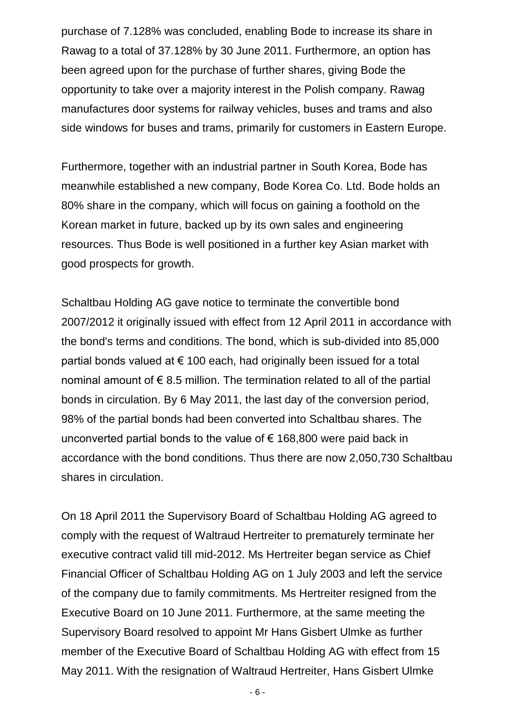purchase of 7.128% was concluded, enabling Bode to increase its share in Rawag to a total of 37.128% by 30 June 2011. Furthermore, an option has been agreed upon for the purchase of further shares, giving Bode the opportunity to take over a majority interest in the Polish company. Rawag manufactures door systems for railway vehicles, buses and trams and also side windows for buses and trams, primarily for customers in Eastern Europe.

Furthermore, together with an industrial partner in South Korea, Bode has meanwhile established a new company, Bode Korea Co. Ltd. Bode holds an 80% share in the company, which will focus on gaining a foothold on the Korean market in future, backed up by its own sales and engineering resources. Thus Bode is well positioned in a further key Asian market with good prospects for growth.

Schaltbau Holding AG gave notice to terminate the convertible bond 2007/2012 it originally issued with effect from 12 April 2011 in accordance with the bond's terms and conditions. The bond, which is sub-divided into 85,000 partial bonds valued at € 100 each, had originally been issued for a total nominal amount of € 8.5 million. The termination related to all of the partial bonds in circulation. By 6 May 2011, the last day of the conversion period, 98% of the partial bonds had been converted into Schaltbau shares. The unconverted partial bonds to the value of € 168,800 were paid back in accordance with the bond conditions. Thus there are now 2,050,730 Schaltbau shares in circulation.

On 18 April 2011 the Supervisory Board of Schaltbau Holding AG agreed to comply with the request of Waltraud Hertreiter to prematurely terminate her executive contract valid till mid-2012. Ms Hertreiter began service as Chief Financial Officer of Schaltbau Holding AG on 1 July 2003 and left the service of the company due to family commitments. Ms Hertreiter resigned from the Executive Board on 10 June 2011. Furthermore, at the same meeting the Supervisory Board resolved to appoint Mr Hans Gisbert Ulmke as further member of the Executive Board of Schaltbau Holding AG with effect from 15 May 2011. With the resignation of Waltraud Hertreiter, Hans Gisbert Ulmke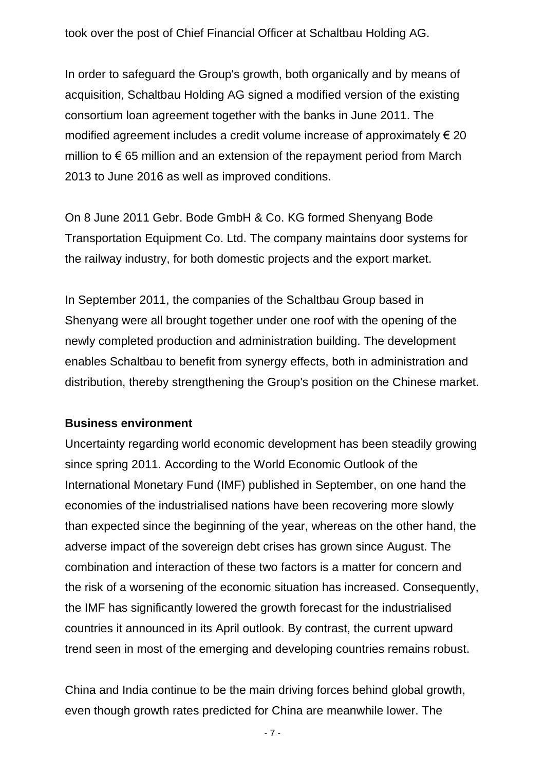took over the post of Chief Financial Officer at Schaltbau Holding AG.

In order to safeguard the Group's growth, both organically and by means of acquisition, Schaltbau Holding AG signed a modified version of the existing consortium loan agreement together with the banks in June 2011. The modified agreement includes a credit volume increase of approximately € 20 million to € 65 million and an extension of the repayment period from March 2013 to June 2016 as well as improved conditions.

On 8 June 2011 Gebr. Bode GmbH & Co. KG formed Shenyang Bode Transportation Equipment Co. Ltd. The company maintains door systems for the railway industry, for both domestic projects and the export market.

In September 2011, the companies of the Schaltbau Group based in Shenyang were all brought together under one roof with the opening of the newly completed production and administration building. The development enables Schaltbau to benefit from synergy effects, both in administration and distribution, thereby strengthening the Group's position on the Chinese market.

**Business environment**

Uncertainty regarding world economic development has been steadily growing since spring 2011. According to the World Economic Outlook of the International Monetary Fund (IMF) published in September, on one hand the economies of the industrialised nations have been recovering more slowly than expected since the beginning of the year, whereas on the other hand, the adverse impact of the sovereign debt crises has grown since August. The combination and interaction of these two factors is a matter for concern and the risk of a worsening of the economic situation has increased. Consequently, the IMF has significantly lowered the growth forecast for the industrialised countries it announced in its April outlook. By contrast, the current upward trend seen in most of the emerging and developing countries remains robust.

China and India continue to be the main driving forces behind global growth, even though growth rates predicted for China are meanwhile lower. The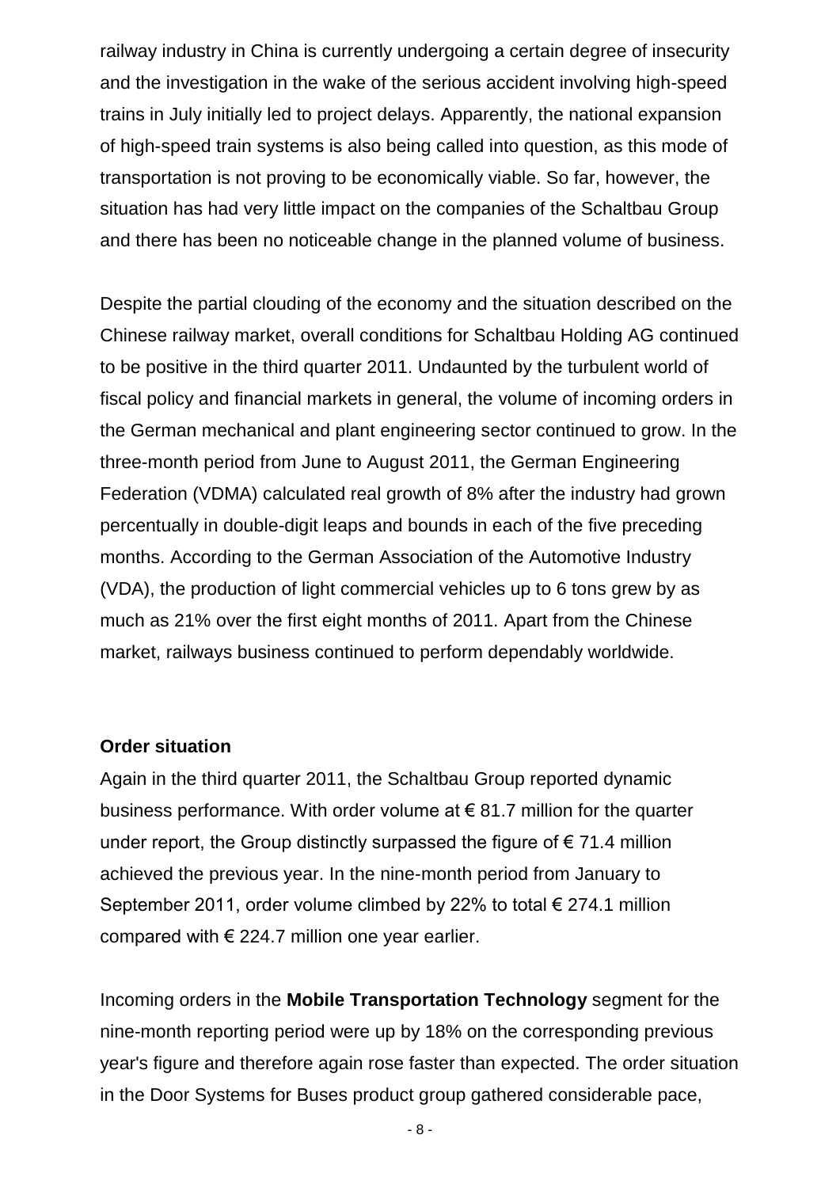railway industry in China is currently undergoing a certain degree of insecurity and the investigation in the wake of the serious accident involving high-speed trains in July initially led to project delays. Apparently, the national expansion of high-speed train systems is also being called into question, as this mode of transportation is not proving to be economically viable. So far, however, the situation has had very little impact on the companies of the Schaltbau Group and there has been no noticeable change in the planned volume of business.

Despite the partial clouding of the economy and the situation described on the Chinese railway market, overall conditions for Schaltbau Holding AG continued to be positive in the third quarter 2011. Undaunted by the turbulent world of fiscal policy and financial markets in general, the volume of incoming orders in the German mechanical and plant engineering sector continued to grow. In the three-month period from June to August 2011, the German Engineering Federation (VDMA) calculated real growth of 8% after the industry had grown percentually in double-digit leaps and bounds in each of the five preceding months. According to the German Association of the Automotive Industry (VDA), the production of light commercial vehicles up to 6 tons grew by as much as 21% over the first eight months of 2011. Apart from the Chinese market, railways business continued to perform dependably worldwide.

**Order situation**

Again in the third quarter 2011, the Schaltbau Group reported dynamic business performance. With order volume at € 81.7 million for the quarter under report, the Group distinctly surpassed the figure of € 71.4 million achieved the previous year. In the nine-month period from January to September 2011, order volume climbed by 22% to total € 274.1 million compared with € 224.7 million one year earlier.

Incoming orders in the **Mobile Transportation Technology** segment for the nine-month reporting period were up by 18% on the corresponding previous year's figure and therefore again rose faster than expected. The order situation in the Door Systems for Buses product group gathered considerable pace,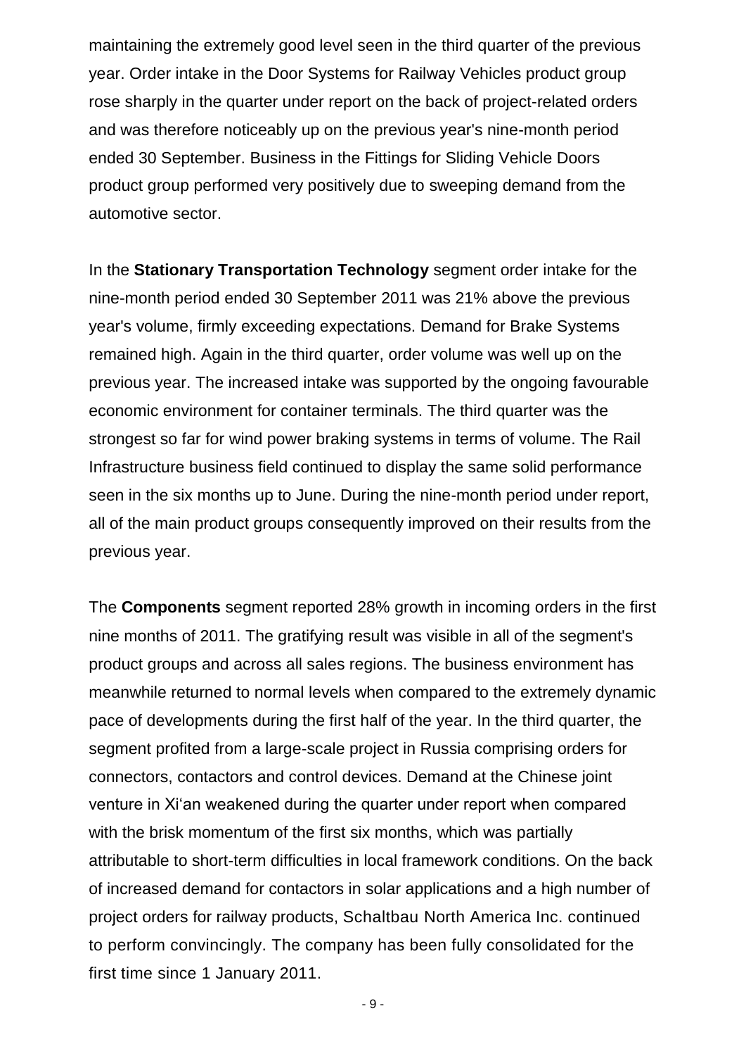maintaining the extremely good level seen in the third quarter of the previous year. Order intake in the Door Systems for Railway Vehicles product group rose sharply in the quarter under report on the back of project-related orders and was therefore noticeably up on the previous year's nine-month period ended 30 September. Business in the Fittings for Sliding Vehicle Doors product group performed very positively due to sweeping demand from the automotive sector.

In the **Stationary Transportation Technology** segment order intake for the nine-month period ended 30 September 2011 was 21% above the previous year's volume, firmly exceeding expectations. Demand for Brake Systems remained high. Again in the third quarter, order volume was well up on the previous year. The increased intake was supported by the ongoing favourable economic environment for container terminals. The third quarter was the strongest so far for wind power braking systems in terms of volume. The Rail Infrastructure business field continued to display the same solid performance seen in the six months up to June. During the nine-month period under report, all of the main product groups consequently improved on their results from the previous year.

The **Components** segment reported 28% growth in incoming orders in the first nine months of 2011. The gratifying result was visible in all of the segment's product groups and across all sales regions. The business environment has meanwhile returned to normal levels when compared to the extremely dynamic pace of developments during the first half of the year. In the third quarter, the segment profited from a large-scale project in Russia comprising orders for connectors, contactors and control devices. Demand at the Chinese joint venture in Xi'an weakened during the quarter under report when compared with the brisk momentum of the first six months, which was partially attributable to short-term difficulties in local framework conditions. On the back of increased demand for contactors in solar applications and a high number of project orders for railway products, Schaltbau North America Inc. continued to perform convincingly. The company has been fully consolidated for the first time since 1 January 2011.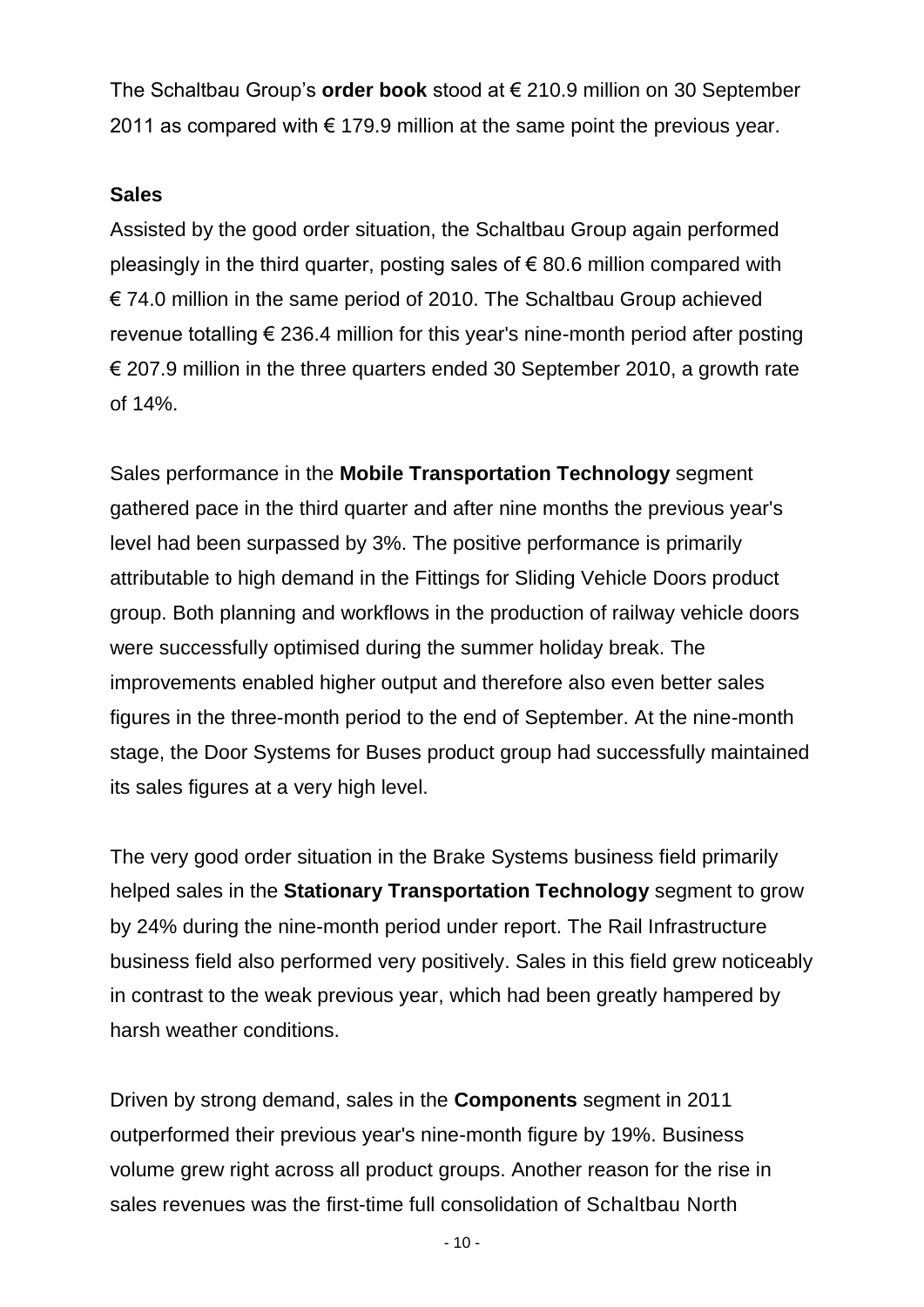The Schaltbau Group's **order book** stood at € 210.9 million on 30 September 2011 as compared with € 179.9 million at the same point the previous year.

**Sales**

Assisted by the good order situation, the Schaltbau Group again performed pleasingly in the third quarter, posting sales of € 80.6 million compared with € 74.0 million in the same period of 2010. The Schaltbau Group achieved revenue totalling € 236.4 million for this year's nine-month period after posting € 207.9 million in the three quarters ended 30 September 2010, a growth rate of 14%.

Sales performance in the **Mobile Transportation Technology** segment gathered pace in the third quarter and after nine months the previous year's level had been surpassed by 3%. The positive performance is primarily attributable to high demand in the Fittings for Sliding Vehicle Doors product group. Both planning and workflows in the production of railway vehicle doors were successfully optimised during the summer holiday break. The improvements enabled higher output and therefore also even better sales figures in the three-month period to the end of September. At the nine-month stage, the Door Systems for Buses product group had successfully maintained its sales figures at a very high level.

The very good order situation in the Brake Systems business field primarily helped sales in the **Stationary Transportation Technology** segment to grow by 24% during the nine-month period under report. The Rail Infrastructure business field also performed very positively. Sales in this field grew noticeably in contrast to the weak previous year, which had been greatly hampered by harsh weather conditions.

Driven by strong demand, sales in the **Components** segment in 2011 outperformed their previous year's nine-month figure by 19%. Business volume grew right across all product groups. Another reason for the rise in sales revenues was the first-time full consolidation of Schaltbau North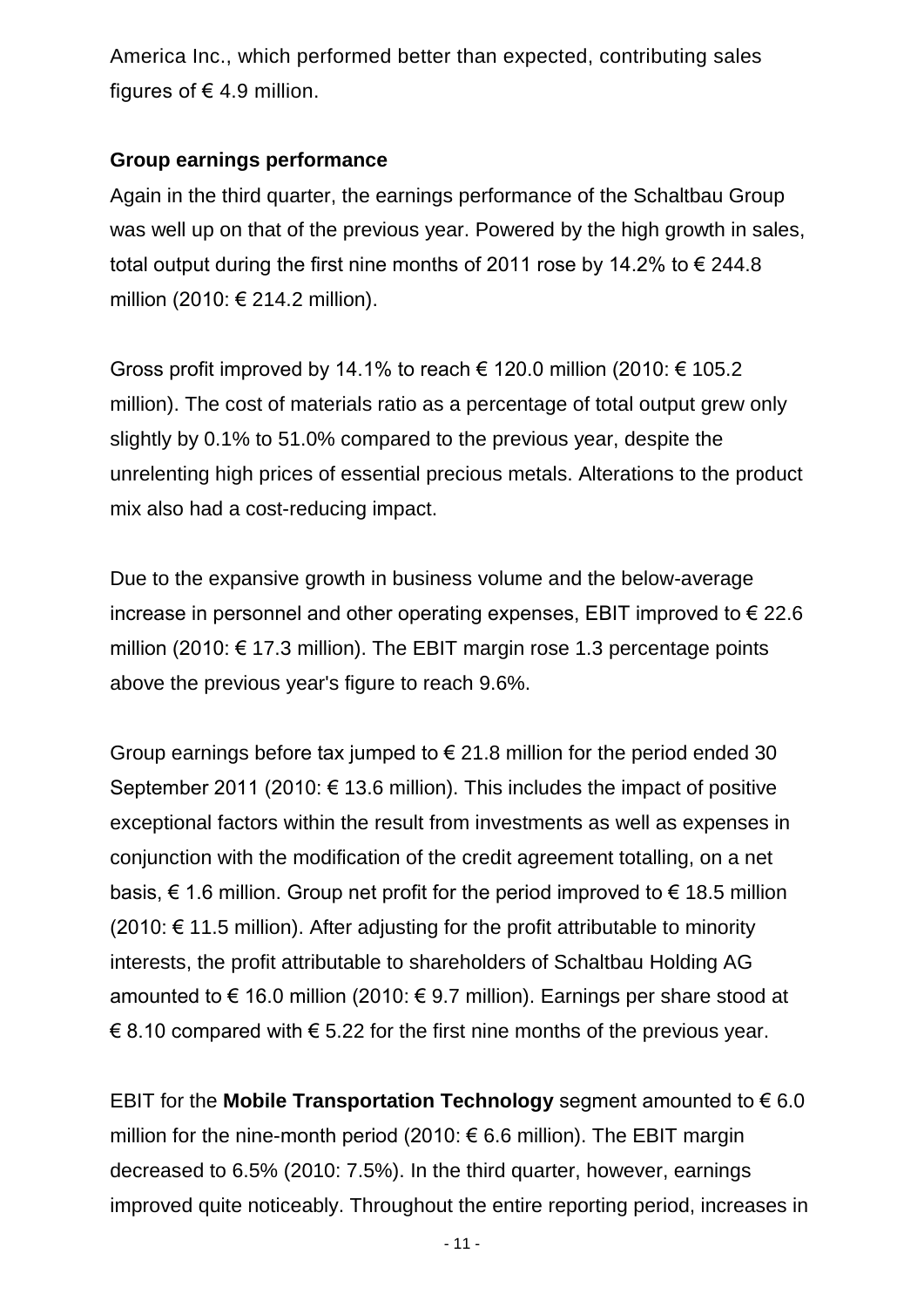America Inc., which performed better than expected, contributing sales figures of € 4.9 million.

**Group earnings performance**

Again in the third quarter, the earnings performance of the Schaltbau Group was well up on that of the previous year. Powered by the high growth in sales, total output during the first nine months of 2011 rose by 14.2% to € 244.8 million (2010: € 214.2 million).

Gross profit improved by 14.1% to reach € 120.0 million (2010: € 105.2 million). The cost of materials ratio as a percentage of total output grew only slightly by 0.1% to 51.0% compared to the previous year, despite the unrelenting high prices of essential precious metals. Alterations to the product mix also had a cost-reducing impact.

Due to the expansive growth in business volume and the below-average increase in personnel and other operating expenses, EBIT improved to € 22.6 million (2010: € 17.3 million). The EBIT margin rose 1.3 percentage points above the previous year's figure to reach 9.6%.

Group earnings before tax jumped to € 21.8 million for the period ended 30 September 2011 (2010: € 13.6 million). This includes the impact of positive exceptional factors within the result from investments as well as expenses in conjunction with the modification of the credit agreement totalling, on a net basis, € 1.6 million. Group net profit for the period improved to € 18.5 million (2010: € 11.5 million). After adjusting for the profit attributable to minority interests, the profit attributable to shareholders of Schaltbau Holding AG amounted to € 16.0 million (2010: € 9.7 million). Earnings per share stood at € 8.10 compared with € 5.22 for the first nine months of the previous year.

EBIT for the **Mobile Transportation Technology** segment amounted to € 6.0 million for the nine-month period (2010: € 6.6 million). The EBIT margin decreased to 6.5% (2010: 7.5%). In the third quarter, however, earnings improved quite noticeably. Throughout the entire reporting period, increases in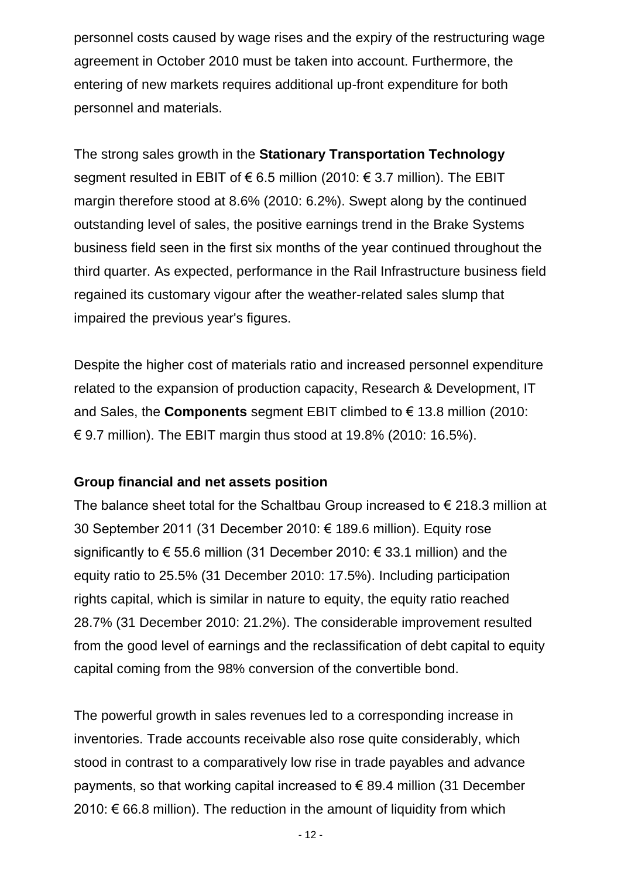personnel costs caused by wage rises and the expiry of the restructuring wage agreement in October 2010 must be taken into account. Furthermore, the entering of new markets requires additional up-front expenditure for both personnel and materials.

The strong sales growth in the **Stationary Transportation Technology** segment resulted in EBIT of € 6.5 million (2010: € 3.7 million). The EBIT margin therefore stood at 8.6% (2010: 6.2%). Swept along by the continued outstanding level of sales, the positive earnings trend in the Brake Systems business field seen in the first six months of the year continued throughout the third quarter. As expected, performance in the Rail Infrastructure business field regained its customary vigour after the weather-related sales slump that impaired the previous year's figures.

Despite the higher cost of materials ratio and increased personnel expenditure related to the expansion of production capacity, Research & Development, IT and Sales, the **Components** segment EBIT climbed to € 13.8 million (2010: € 9.7 million). The EBIT margin thus stood at 19.8% (2010: 16.5%).

**Group financial and net assets position**

The balance sheet total for the Schaltbau Group increased to € 218.3 million at 30 September 2011 (31 December 2010: € 189.6 million). Equity rose significantly to € 55.6 million (31 December 2010: € 33.1 million) and the equity ratio to 25.5% (31 December 2010: 17.5%). Including participation rights capital, which is similar in nature to equity, the equity ratio reached 28.7% (31 December 2010: 21.2%). The considerable improvement resulted from the good level of earnings and the reclassification of debt capital to equity capital coming from the 98% conversion of the convertible bond.

The powerful growth in sales revenues led to a corresponding increase in inventories. Trade accounts receivable also rose quite considerably, which stood in contrast to a comparatively low rise in trade payables and advance payments, so that working capital increased to € 89.4 million (31 December 2010: € 66.8 million). The reduction in the amount of liquidity from which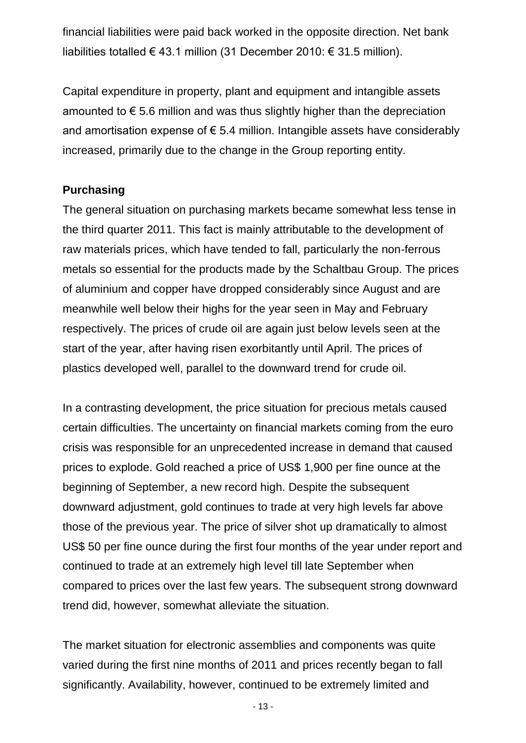financial liabilities were paid back worked in the opposite direction. Net bank liabilities totalled € 43.1 million (31 December 2010: € 31.5 million).

Capital expenditure in property, plant and equipment and intangible assets amounted to € 5.6 million and was thus slightly higher than the depreciation and amortisation expense of € 5.4 million. Intangible assets have considerably increased, primarily due to the change in the Group reporting entity.

**Purchasing**

The general situation on purchasing markets became somewhat less tense in the third quarter 2011. This fact is mainly attributable to the development of raw materials prices, which have tended to fall, particularly the non-ferrous metals so essential for the products made by the Schaltbau Group. The prices of aluminium and copper have dropped considerably since August and are meanwhile well below their highs for the year seen in May and February respectively. The prices of crude oil are again just below levels seen at the start of the year, after having risen exorbitantly until April. The prices of plastics developed well, parallel to the downward trend for crude oil.

In a contrasting development, the price situation for precious metals caused certain difficulties. The uncertainty on financial markets coming from the euro crisis was responsible for an unprecedented increase in demand that caused prices to explode. Gold reached a price of US$ 1,900 per fine ounce at the beginning of September, a new record high. Despite the subsequent downward adjustment, gold continues to trade at very high levels far above those of the previous year. The price of silver shot up dramatically to almost US$ 50 per fine ounce during the first four months of the year under report and continued to trade at an extremely high level till late September when compared to prices over the last few years. The subsequent strong downward trend did, however, somewhat alleviate the situation.

The market situation for electronic assemblies and components was quite varied during the first nine months of 2011 and prices recently began to fall significantly. Availability, however, continued to be extremely limited and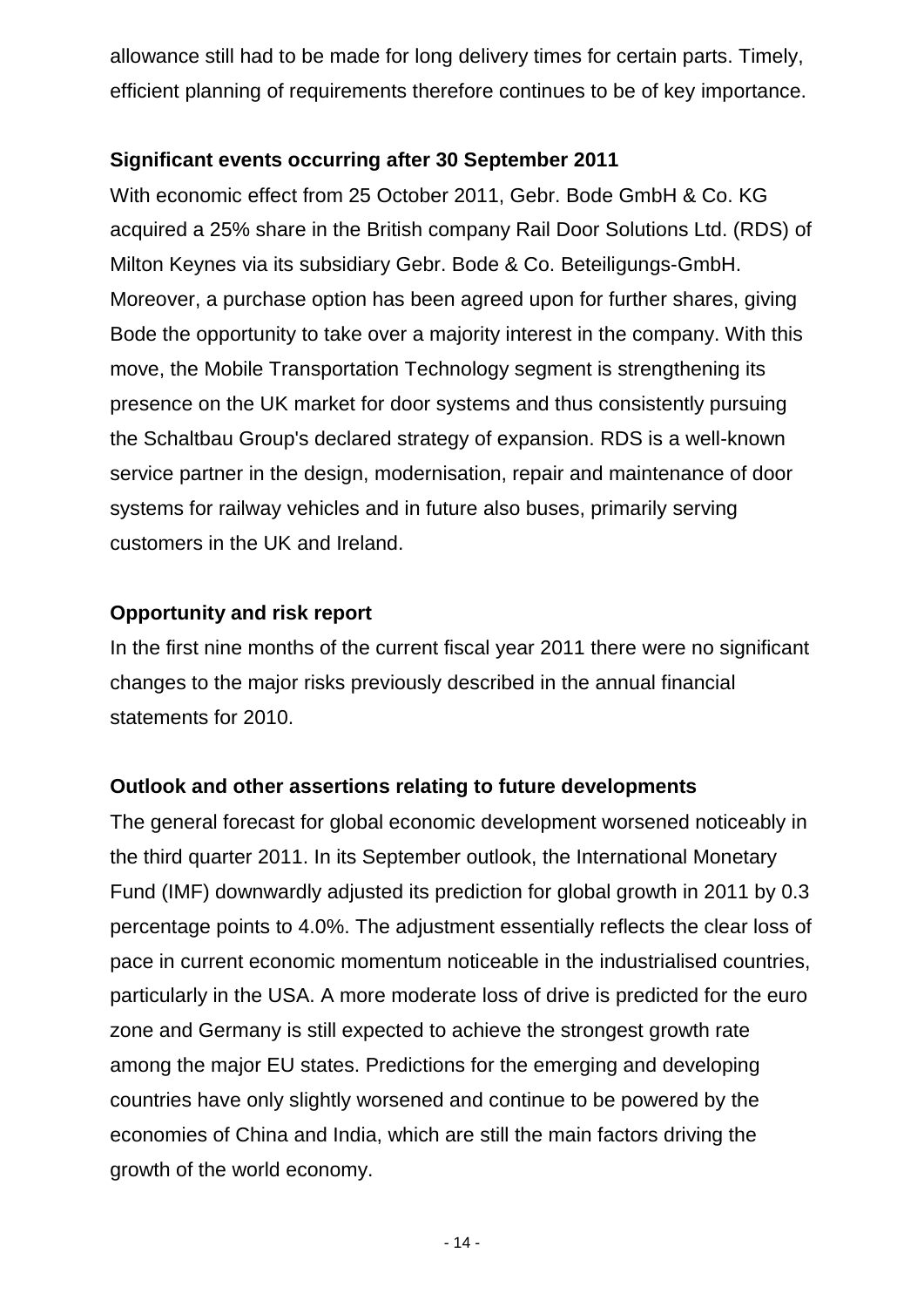allowance still had to be made for long delivery times for certain parts. Timely, efficient planning of requirements therefore continues to be of key importance.

**Significant events occurring after 30 September 2011**

With economic effect from 25 October 2011, Gebr. Bode GmbH & Co. KG acquired a 25% share in the British company Rail Door Solutions Ltd. (RDS) of Milton Keynes via its subsidiary Gebr. Bode & Co. Beteiligungs-GmbH. Moreover, a purchase option has been agreed upon for further shares, giving Bode the opportunity to take over a majority interest in the company. With this move, the Mobile Transportation Technology segment is strengthening its presence on the UK market for door systems and thus consistently pursuing the Schaltbau Group's declared strategy of expansion. RDS is a well-known service partner in the design, modernisation, repair and maintenance of door systems for railway vehicles and in future also buses, primarily serving customers in the UK and Ireland.

**Opportunity and risk report**

In the first nine months of the current fiscal year 2011 there were no significant changes to the major risks previously described in the annual financial statements for 2010.

**Outlook and other assertions relating to future developments**

The general forecast for global economic development worsened noticeably in the third quarter 2011. In its September outlook, the International Monetary Fund (IMF) downwardly adjusted its prediction for global growth in 2011 by 0.3 percentage points to 4.0%. The adjustment essentially reflects the clear loss of pace in current economic momentum noticeable in the industrialised countries, particularly in the USA. A more moderate loss of drive is predicted for the euro zone and Germany is still expected to achieve the strongest growth rate among the major EU states. Predictions for the emerging and developing countries have only slightly worsened and continue to be powered by the economies of China and India, which are still the main factors driving the growth of the world economy.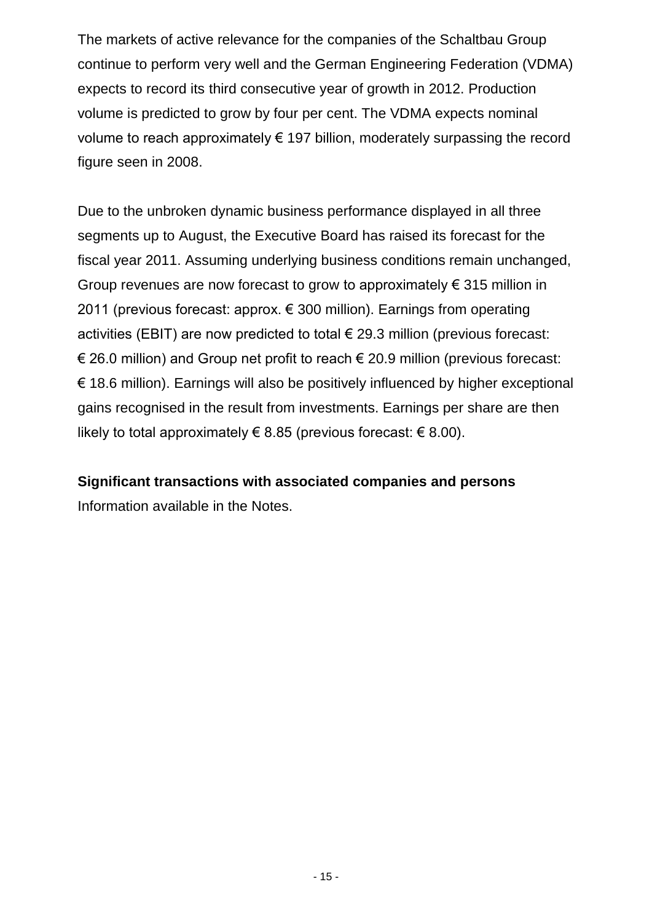The markets of active relevance for the companies of the Schaltbau Group continue to perform very well and the German Engineering Federation (VDMA) expects to record its third consecutive year of growth in 2012. Production volume is predicted to grow by four per cent. The VDMA expects nominal volume to reach approximately € 197 billion, moderately surpassing the record figure seen in 2008.

Due to the unbroken dynamic business performance displayed in all three segments up to August, the Executive Board has raised its forecast for the fiscal year 2011. Assuming underlying business conditions remain unchanged, Group revenues are now forecast to grow to approximately € 315 million in 2011 (previous forecast: approx. € 300 million). Earnings from operating activities (EBIT) are now predicted to total € 29.3 million (previous forecast: € 26.0 million) and Group net profit to reach € 20.9 million (previous forecast: € 18.6 million). Earnings will also be positively influenced by higher exceptional gains recognised in the result from investments. Earnings per share are then likely to total approximately € 8.85 (previous forecast: € 8.00).

**Significant transactions with associated companies and persons**

Information available in the Notes.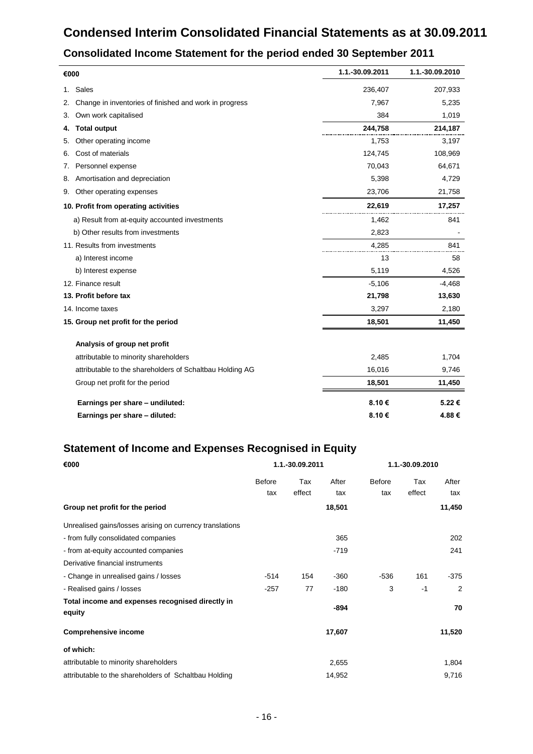# Condensed Interim Consolidated Financial Statements as at 30.09.2011

## Consolidated Income Statement for the period ended 30 September 2011

| €000 | 1.1.-30.09.2011 | 1.1.-30.09.2010 |
|---|---|---|
| 1. Sales | 236,407 | 207,933 |
| 2. Change in inventories of finished and work in progress | 7,967 | 5,235 |
| 3. Own work capitalised | 384 | 1,019 |
| **4. Total output** | **244,758** | **214,187** |
| 5. Other operating income | 1,753 | 3,197 |
| 6. Cost of materials | 124,745 | 108,969 |
| 7. Personnel expense | 70,043 | 64,671 |
| 8. Amortisation and depreciation | 5,398 | 4,729 |
| 9. Other operating expenses | 23,706 | 21,758 |
| **10. Profit from operating activities** | **22,619** | **17,257** |
| a) Result from at-equity accounted investments | 1,462 | 841 |
| b) Other results from investments | 2,823 | - |
| 11. Results from investments | 4,285 | 841 |
| a) Interest income | 13 | 58 |
| b) Interest expense | 5,119 | 4,526 |
| 12. Finance result | -5,106 | -4,468 |
| **13. Profit before tax** | **21,798** | **13,630** |
| 14. Income taxes | 3,297 | 2,180 |
| **15. Group net profit for the period** | **18,501** | **11,450** |
| **Analysis of group net profit** | | |
| attributable to minority shareholders | 2,485 | 1,704 |
| attributable to the shareholders of Schaltbau Holding AG | 16,016 | 9,746 |
| Group net profit for the period | **18,501** | **11,450** |
| **Earnings per share – undiluted:** | **8.10 €** | **5.22 €** |
| **Earnings per share – diluted:** | **8.10 €** | **4.88 €** |

## Statement of Income and Expenses Recognised in Equity

| €000 | 1.1.-30.09.2011 | | | 1.1.-30.09.2010 | | |
|---|---|---|---|---|---|---|
| | Before tax | Tax effect | After tax | Before tax | Tax effect | After tax |
| **Group net profit for the period** | | | **18,501** | | | **11,450** |
| Unrealised gains/losses arising on currency translations | | | | | | |
| - from fully consolidated companies | | | 365 | | | 202 |
| - from at-equity accounted companies | | | -719 | | | 241 |
| Derivative financial instruments | | | | | | |
| - Change in unrealised gains / losses | -514 | 154 | -360 | -536 | 161 | -375 |
| - Realised gains / losses | -257 | 77 | -180 | 3 | -1 | 2 |
| **Total income and expenses recognised directly in equity** | | | **-894** | | | **70** |
| **Comprehensive income** | | | **17,607** | | | **11,520** |
| **of which:** | | | | | | |
| attributable to minority shareholders | | | 2,655 | | | 1,804 |
| attributable to the shareholders of Schaltbau Holding | | | 14,952 | | | 9,716 |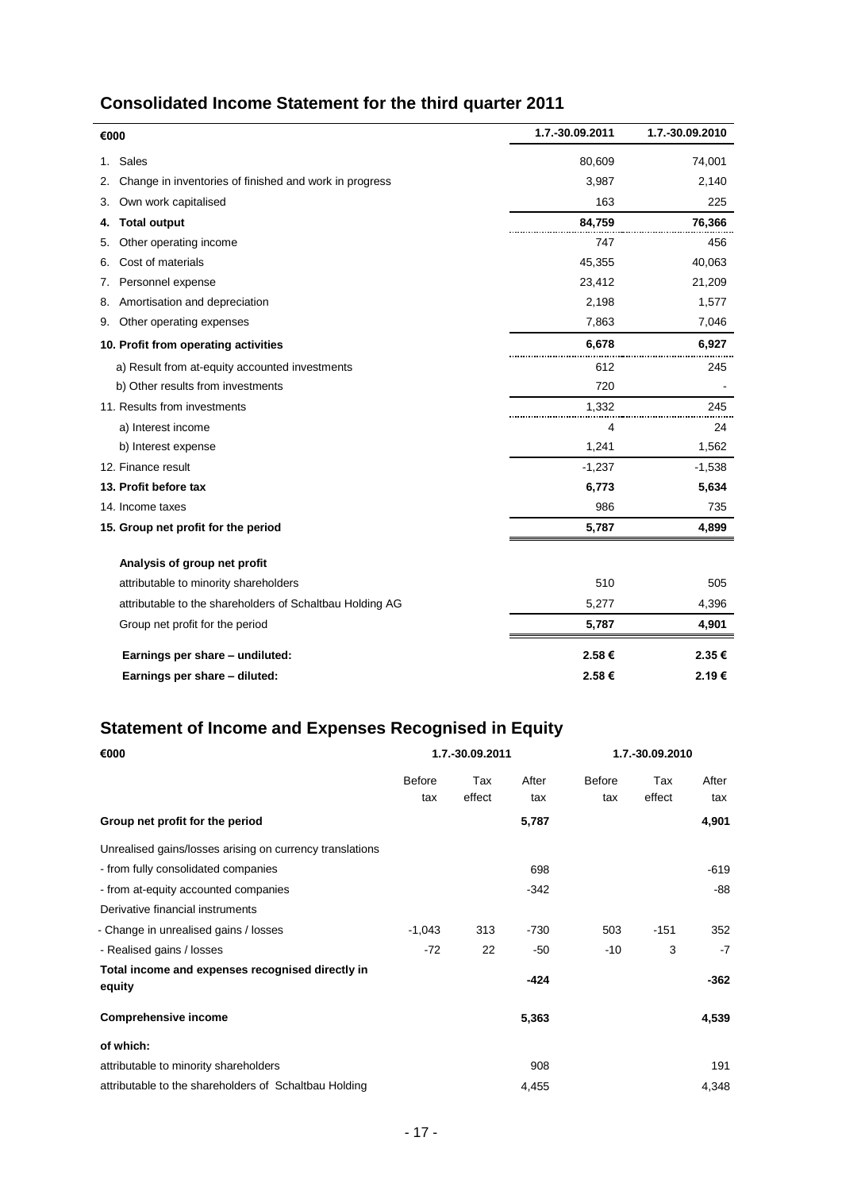## Consolidated Income Statement for the third quarter 2011

| €000 | 1.7.-30.09.2011 | 1.7.-30.09.2010 |
|---|---|---|
| 1. Sales | 80,609 | 74,001 |
| 2. Change in inventories of finished and work in progress | 3,987 | 2,140 |
| 3. Own work capitalised | 163 | 225 |
| **4. Total output** | **84,759** | **76,366** |
| 5. Other operating income | 747 | 456 |
| 6. Cost of materials | 45,355 | 40,063 |
| 7. Personnel expense | 23,412 | 21,209 |
| 8. Amortisation and depreciation | 2,198 | 1,577 |
| 9. Other operating expenses | 7,863 | 7,046 |
| **10. Profit from operating activities** | **6,678** | **6,927** |
| a) Result from at-equity accounted investments | 612 | 245 |
| b) Other results from investments | 720 | - |
| 11. Results from investments | 1,332 | 245 |
| a) Interest income | 4 | 24 |
| b) Interest expense | 1,241 | 1,562 |
| 12. Finance result | -1,237 | -1,538 |
| **13. Profit before tax** | **6,773** | **5,634** |
| 14. Income taxes | 986 | 735 |
| **15. Group net profit for the period** | **5,787** | **4,899** |
| | | |
| **Analysis of group net profit** | | |
| attributable to minority shareholders | 510 | 505 |
| attributable to the shareholders of Schaltbau Holding AG | 5,277 | 4,396 |
| Group net profit for the period | **5,787** | **4,901** |
| **Earnings per share – undiluted:** | **2.58 €** | **2.35 €** |
| **Earnings per share – diluted:** | **2.58 €** | **2.19 €** |

## Statement of Income and Expenses Recognised in Equity

| €000 | 1.7.-30.09.2011 | | | 1.7.-30.09.2010 | | |
|---|---|---|---|---|---|---|
| | Before tax | Tax effect | After tax | Before tax | Tax effect | After tax |
| **Group net profit for the period** | | | **5,787** | | | **4,901** |
| Unrealised gains/losses arising on currency translations | | | | | | |
| - from fully consolidated companies | | | 698 | | | -619 |
| - from at-equity accounted companies | | | -342 | | | -88 |
| Derivative financial instruments | | | | | | |
| - Change in unrealised gains / losses | -1,043 | 313 | -730 | 503 | -151 | 352 |
| - Realised gains / losses | -72 | 22 | -50 | -10 | 3 | -7 |
| **Total income and expenses recognised directly in equity** | | | **-424** | | | **-362** |
| **Comprehensive income** | | | **5,363** | | | **4,539** |
| **of which:** | | | | | | |
| attributable to minority shareholders | | | 908 | | | 191 |
| attributable to the shareholders of Schaltbau Holding | | | 4,455 | | | 4,348 |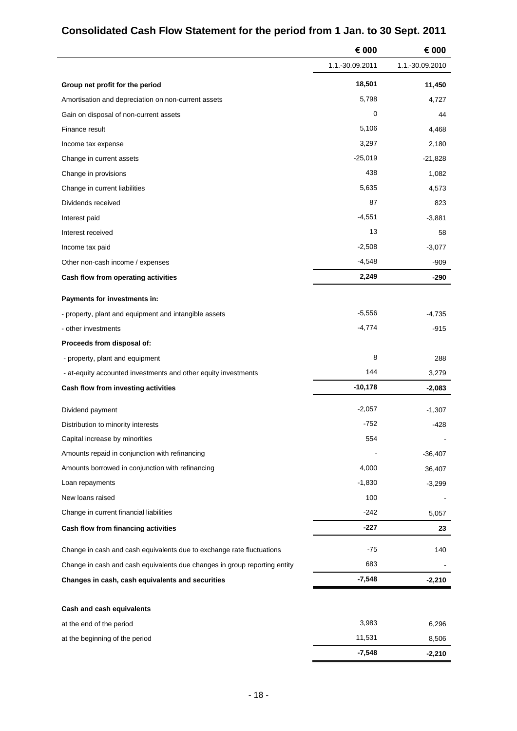# Consolidated Cash Flow Statement for the period from 1 Jan. to 30 Sept. 2011

| | € 000 | € 000 |
|---|---|---|
| | 1.1.-30.09.2011 | 1.1.-30.09.2010 |
| **Group net profit for the period** | **18,501** | **11,450** |
| Amortisation and depreciation on non-current assets | 5,798 | 4,727 |
| Gain on disposal of non-current assets | 0 | 44 |
| Finance result | 5,106 | 4,468 |
| Income tax expense | 3,297 | 2,180 |
| Change in current assets | -25,019 | -21,828 |
| Change in provisions | 438 | 1,082 |
| Change in current liabilities | 5,635 | 4,573 |
| Dividends received | 87 | 823 |
| Interest paid | -4,551 | -3,881 |
| Interest received | 13 | 58 |
| Income tax paid | -2,508 | -3,077 |
| Other non-cash income / expenses | -4,548 | -909 |
| **Cash flow from operating activities** | **2,249** | **-290** |
| **Payments for investments in:** | | |
| - property, plant and equipment and intangible assets | -5,556 | -4,735 |
| - other investments | -4,774 | -915 |
| **Proceeds from disposal of:** | | |
| - property, plant and equipment | 8 | 288 |
| - at-equity accounted investments and other equity investments | 144 | 3,279 |
| **Cash flow from investing activities** | **-10,178** | **-2,083** |
| Dividend payment | -2,057 | -1,307 |
| Distribution to minority interests | -752 | -428 |
| Capital increase by minorities | 554 | - |
| Amounts repaid in conjunction with refinancing | - | -36,407 |
| Amounts borrowed in conjunction with refinancing | 4,000 | 36,407 |
| Loan repayments | -1,830 | -3,299 |
| New loans raised | 100 | - |
| Change in current financial liabilities | -242 | 5,057 |
| **Cash flow from financing activities** | **-227** | **23** |
| Change in cash and cash equivalents due to exchange rate fluctuations | -75 | 140 |
| Change in cash and cash equivalents due changes in group reporting entity | 683 | - |
| **Changes in cash, cash equivalents and securities** | **-7,548** | **-2,210** |
| **Cash and cash equivalents** | | |
| at the end of the period | 3,983 | 6,296 |
| at the beginning of the period | 11,531 | 8,506 |
| | **-7,548** | **-2,210** |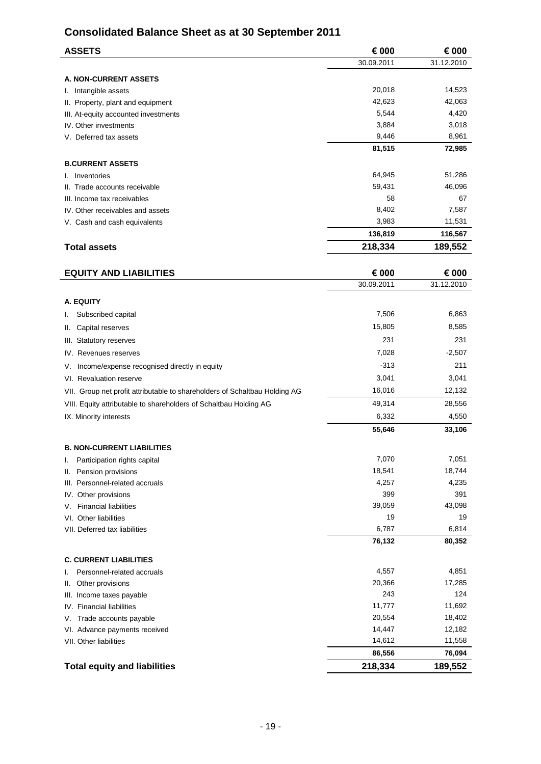# Consolidated Balance Sheet as at 30 September 2011

| ASSETS | € 000 | € 000 |
|---|---|---|
| | 30.09.2011 | 31.12.2010 |
| **A. NON-CURRENT ASSETS** | | |
| I. Intangible assets | 20,018 | 14,523 |
| II. Property, plant and equipment | 42,623 | 42,063 |
| III. At-equity accounted investments | 5,544 | 4,420 |
| IV. Other investments | 3,884 | 3,018 |
| V. Deferred tax assets | 9,446 | 8,961 |
| | **81,515** | **72,985** |
| **B.CURRENT ASSETS** | | |
| I. Inventories | 64,945 | 51,286 |
| II. Trade accounts receivable | 59,431 | 46,096 |
| III. Income tax receivables | 58 | 67 |
| IV. Other receivables and assets | 8,402 | 7,587 |
| V. Cash and cash equivalents | 3,983 | 11,531 |
| | **136,819** | **116,567** |
| **Total assets** | **218,334** | **189,552** |

| EQUITY AND LIABILITIES | € 000 | € 000 |
|---|---|---|
| | 30.09.2011 | 31.12.2010 |
| **A. EQUITY** | | |
| I. Subscribed capital | 7,506 | 6,863 |
| II. Capital reserves | 15,805 | 8,585 |
| III. Statutory reserves | 231 | 231 |
| IV. Revenues reserves | 7,028 | -2,507 |
| V. Income/expense recognised directly in equity | -313 | 211 |
| VI. Revaluation reserve | 3,041 | 3,041 |
| VII. Group net profit attributable to shareholders of Schaltbau Holding AG | 16,016 | 12,132 |
| VIII. Equity attributable to shareholders of Schaltbau Holding AG | 49,314 | 28,556 |
| IX. Minority interests | 6,332 | 4,550 |
| | **55,646** | **33,106** |
| **B. NON-CURRENT LIABILITIES** | | |
| I. Participation rights capital | 7,070 | 7,051 |
| II. Pension provisions | 18,541 | 18,744 |
| III. Personnel-related accruals | 4,257 | 4,235 |
| IV. Other provisions | 399 | 391 |
| V. Financial liabilities | 39,059 | 43,098 |
| VI. Other liabilities | 19 | 19 |
| VII. Deferred tax liabilities | 6,787 | 6,814 |
| | **76,132** | **80,352** |
| **C. CURRENT LIABILITIES** | | |
| I. Personnel-related accruals | 4,557 | 4,851 |
| II. Other provisions | 20,366 | 17,285 |
| III. Income taxes payable | 243 | 124 |
| IV. Financial liabilities | 11,777 | 11,692 |
| V. Trade accounts payable | 20,554 | 18,402 |
| VI. Advance payments received | 14,447 | 12,182 |
| VII. Other liabilities | 14,612 | 11,558 |
| | **86,556** | **76,094** |
| **Total equity and liabilities** | **218,334** | **189,552** |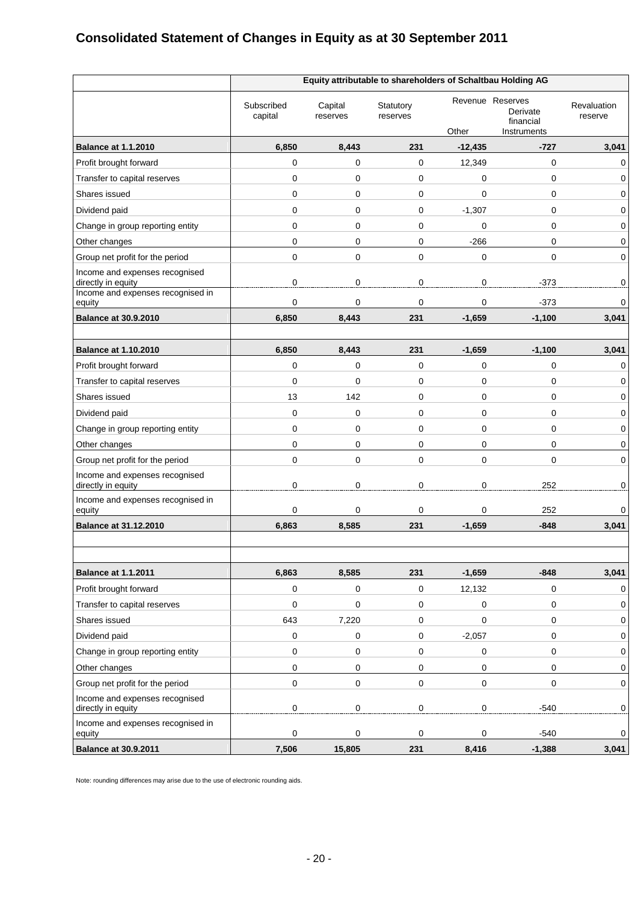# Consolidated Statement of Changes in Equity as at 30 September 2011

| | Equity attributable to shareholders of Schaltbau Holding AG | | | | | |
|---|---|---|---|---|---|---|
| | Subscribed capital | Capital reserves | Statutory reserves | Revenue Reserves | | Revaluation reserve |
| | | | | Other | Derivate financial Instruments | |
| **Balance at 1.1.2010** | **6,850** | **8,443** | **231** | **-12,435** | **-727** | **3,041** |
| Profit brought forward | 0 | 0 | 0 | 12,349 | 0 | 0 |
| Transfer to capital reserves | 0 | 0 | 0 | 0 | 0 | 0 |
| Shares issued | 0 | 0 | 0 | 0 | 0 | 0 |
| Dividend paid | 0 | 0 | 0 | -1,307 | 0 | 0 |
| Change in group reporting entity | 0 | 0 | 0 | 0 | 0 | 0 |
| Other changes | 0 | 0 | 0 | -266 | 0 | 0 |
| Group net profit for the period | 0 | 0 | 0 | 0 | 0 | 0 |
| Income and expenses recognised directly in equity | 0 | 0 | 0 | 0 | -373 | 0 |
| Income and expenses recognised in equity | 0 | 0 | 0 | 0 | -373 | 0 |
| **Balance at 30.9.2010** | **6,850** | **8,443** | **231** | **-1,659** | **-1,100** | **3,041** |
| | | | | | | |
| **Balance at 1.10.2010** | **6,850** | **8,443** | **231** | **-1,659** | **-1,100** | **3,041** |
| Profit brought forward | 0 | 0 | 0 | 0 | 0 | 0 |
| Transfer to capital reserves | 0 | 0 | 0 | 0 | 0 | 0 |
| Shares issued | 13 | 142 | 0 | 0 | 0 | 0 |
| Dividend paid | 0 | 0 | 0 | 0 | 0 | 0 |
| Change in group reporting entity | 0 | 0 | 0 | 0 | 0 | 0 |
| Other changes | 0 | 0 | 0 | 0 | 0 | 0 |
| Group net profit for the period | 0 | 0 | 0 | 0 | 0 | 0 |
| Income and expenses recognised directly in equity | 0 | 0 | 0 | 0 | 252 | 0 |
| Income and expenses recognised in equity | 0 | 0 | 0 | 0 | 252 | 0 |
| **Balance at 31.12.2010** | **6,863** | **8,585** | **231** | **-1,659** | **-848** | **3,041** |
| | | | | | | |
| | | | | | | |
| **Balance at 1.1.2011** | **6,863** | **8,585** | **231** | **-1,659** | **-848** | **3,041** |
| Profit brought forward | 0 | 0 | 0 | 12,132 | 0 | 0 |
| Transfer to capital reserves | 0 | 0 | 0 | 0 | 0 | 0 |
| Shares issued | 643 | 7,220 | 0 | 0 | 0 | 0 |
| Dividend paid | 0 | 0 | 0 | -2,057 | 0 | 0 |
| Change in group reporting entity | 0 | 0 | 0 | 0 | 0 | 0 |
| Other changes | 0 | 0 | 0 | 0 | 0 | 0 |
| Group net profit for the period | 0 | 0 | 0 | 0 | 0 | 0 |
| Income and expenses recognised directly in equity | 0 | 0 | 0 | 0 | -540 | 0 |
| Income and expenses recognised in equity | 0 | 0 | 0 | 0 | -540 | 0 |
| **Balance at 30.9.2011** | **7,506** | **15,805** | **231** | **8,416** | **-1,388** | **3,041** |

Note: rounding differences may arise due to the use of electronic rounding aids.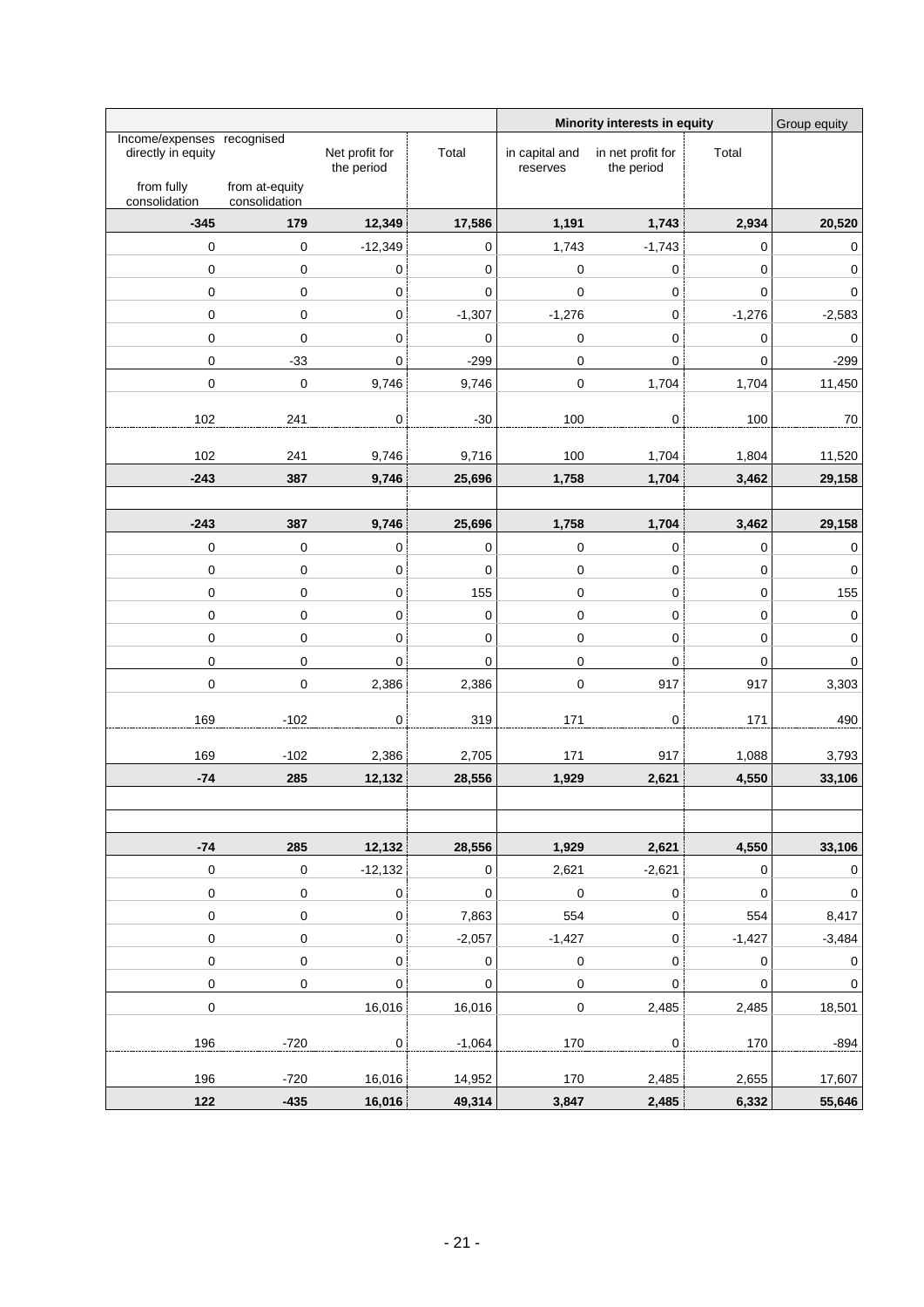| Income/expenses recognised directly in equity | | Net profit for the period | Total | Minority interests in equity | | | Group equity |
|---|---|---|---|---|---|---|---|
| from fully consolidation | from at-equity consolidation | | | in capital and reserves | in net profit for the period | Total | |
| **-345** | **179** | **12,349** | **17,586** | **1,191** | **1,743** | **2,934** | **20,520** |
| 0 | 0 | -12,349 | 0 | 1,743 | -1,743 | 0 | 0 |
| 0 | 0 | 0 | 0 | 0 | 0 | 0 | 0 |
| 0 | 0 | 0 | 0 | 0 | 0 | 0 | 0 |
| 0 | 0 | 0 | -1,307 | -1,276 | 0 | -1,276 | -2,583 |
| 0 | 0 | 0 | 0 | 0 | 0 | 0 | 0 |
| 0 | -33 | 0 | -299 | 0 | 0 | 0 | -299 |
| 0 | 0 | 9,746 | 9,746 | 0 | 1,704 | 1,704 | 11,450 |
| 102 | 241 | 0 | -30 | 100 | 0 | 100 | 70 |
| 102 | 241 | 9,746 | 9,716 | 100 | 1,704 | 1,804 | 11,520 |
| **-243** | **387** | **9,746** | **25,696** | **1,758** | **1,704** | **3,462** | **29,158** |
| | | | | | | | |
| **-243** | **387** | **9,746** | **25,696** | **1,758** | **1,704** | **3,462** | **29,158** |
| 0 | 0 | 0 | 0 | 0 | 0 | 0 | 0 |
| 0 | 0 | 0 | 0 | 0 | 0 | 0 | 0 |
| 0 | 0 | 0 | 155 | 0 | 0 | 0 | 155 |
| 0 | 0 | 0 | 0 | 0 | 0 | 0 | 0 |
| 0 | 0 | 0 | 0 | 0 | 0 | 0 | 0 |
| 0 | 0 | 0 | 0 | 0 | 0 | 0 | 0 |
| 0 | 0 | 2,386 | 2,386 | 0 | 917 | 917 | 3,303 |
| 169 | -102 | 0 | 319 | 171 | 0 | 171 | 490 |
| 169 | -102 | 2,386 | 2,705 | 171 | 917 | 1,088 | 3,793 |
| **-74** | **285** | **12,132** | **28,556** | **1,929** | **2,621** | **4,550** | **33,106** |
| | | | | | | | |
| | | | | | | | |
| **-74** | **285** | **12,132** | **28,556** | **1,929** | **2,621** | **4,550** | **33,106** |
| 0 | 0 | -12,132 | 0 | 2,621 | -2,621 | 0 | 0 |
| 0 | 0 | 0 | 0 | 0 | 0 | 0 | 0 |
| 0 | 0 | 0 | 7,863 | 554 | 0 | 554 | 8,417 |
| 0 | 0 | 0 | -2,057 | -1,427 | 0 | -1,427 | -3,484 |
| 0 | 0 | 0 | 0 | 0 | 0 | 0 | 0 |
| 0 | 0 | 0 | 0 | 0 | 0 | 0 | 0 |
| 0 | | 16,016 | 16,016 | 0 | 2,485 | 2,485 | 18,501 |
| 196 | -720 | 0 | -1,064 | 170 | 0 | 170 | -894 |
| 196 | -720 | 16,016 | 14,952 | 170 | 2,485 | 2,655 | 17,607 |
| **122** | **-435** | **16,016** | **49,314** | **3,847** | **2,485** | **6,332** | **55,646** |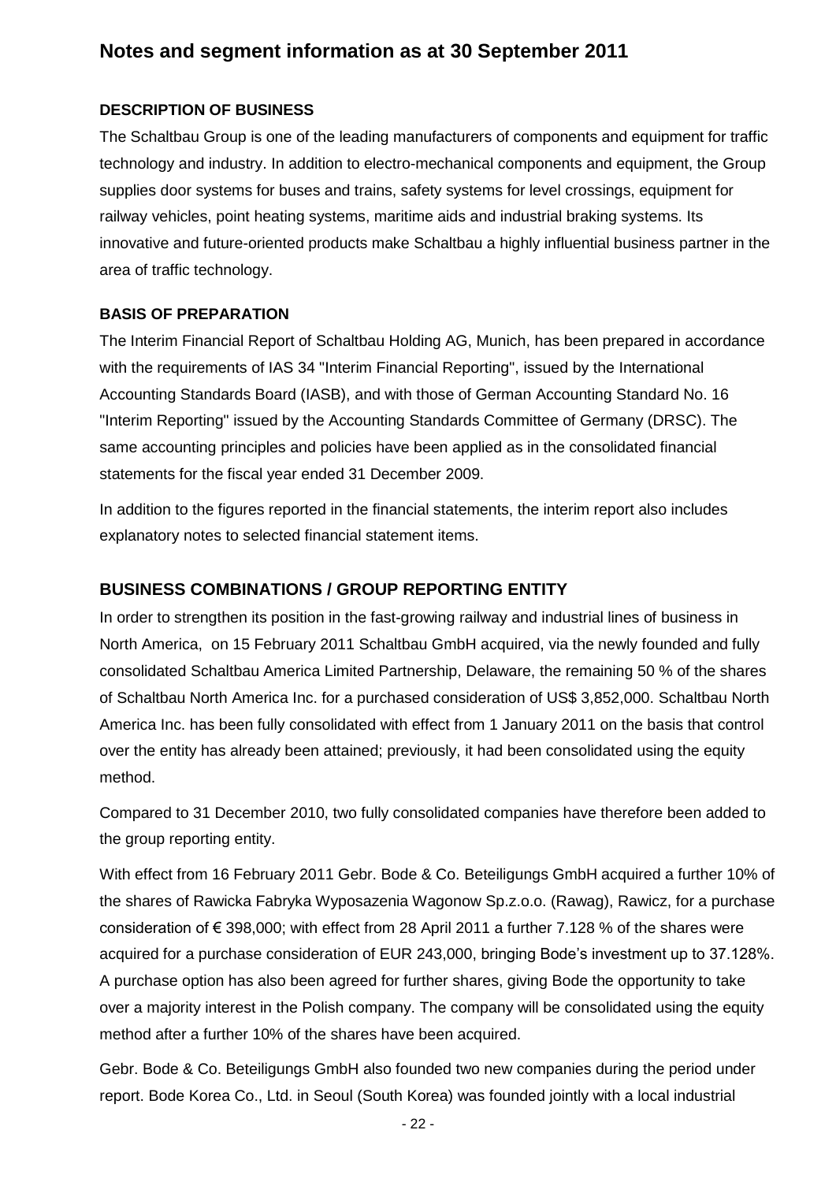# Notes and segment information as at 30 September 2011

### DESCRIPTION OF BUSINESS

The Schaltbau Group is one of the leading manufacturers of components and equipment for traffic technology and industry. In addition to electro-mechanical components and equipment, the Group supplies door systems for buses and trains, safety systems for level crossings, equipment for railway vehicles, point heating systems, maritime aids and industrial braking systems. Its innovative and future-oriented products make Schaltbau a highly influential business partner in the area of traffic technology.

### BASIS OF PREPARATION

The Interim Financial Report of Schaltbau Holding AG, Munich, has been prepared in accordance with the requirements of IAS 34 "Interim Financial Reporting", issued by the International Accounting Standards Board (IASB), and with those of German Accounting Standard No. 16 "Interim Reporting" issued by the Accounting Standards Committee of Germany (DRSC). The same accounting principles and policies have been applied as in the consolidated financial statements for the fiscal year ended 31 December 2009.

In addition to the figures reported in the financial statements, the interim report also includes explanatory notes to selected financial statement items.

## BUSINESS COMBINATIONS / GROUP REPORTING ENTITY

In order to strengthen its position in the fast-growing railway and industrial lines of business in North America, on 15 February 2011 Schaltbau GmbH acquired, via the newly founded and fully consolidated Schaltbau America Limited Partnership, Delaware, the remaining 50 % of the shares of Schaltbau North America Inc. for a purchased consideration of US$ 3,852,000. Schaltbau North America Inc. has been fully consolidated with effect from 1 January 2011 on the basis that control over the entity has already been attained; previously, it had been consolidated using the equity method.

Compared to 31 December 2010, two fully consolidated companies have therefore been added to the group reporting entity.

With effect from 16 February 2011 Gebr. Bode & Co. Beteiligungs GmbH acquired a further 10% of the shares of Rawicka Fabryka Wyposazenia Wagonow Sp.z.o.o. (Rawag), Rawicz, for a purchase consideration of € 398,000; with effect from 28 April 2011 a further 7.128 % of the shares were acquired for a purchase consideration of EUR 243,000, bringing Bode's investment up to 37.128%. A purchase option has also been agreed for further shares, giving Bode the opportunity to take over a majority interest in the Polish company. The company will be consolidated using the equity method after a further 10% of the shares have been acquired.

Gebr. Bode & Co. Beteiligungs GmbH also founded two new companies during the period under report. Bode Korea Co., Ltd. in Seoul (South Korea) was founded jointly with a local industrial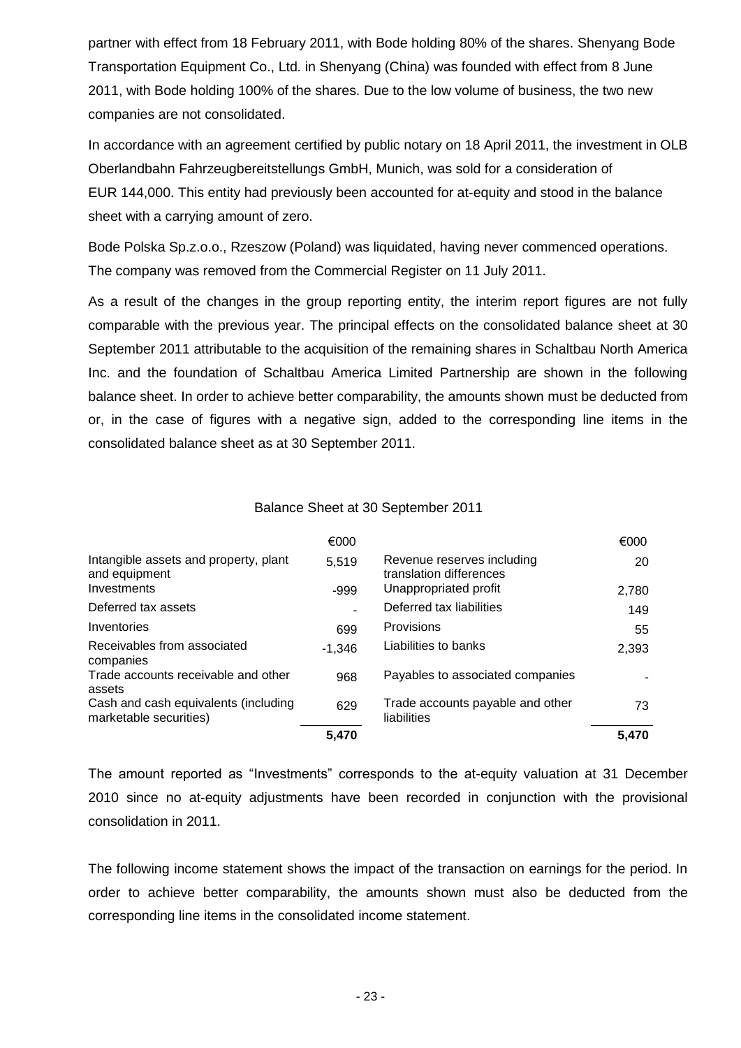partner with effect from 18 February 2011, with Bode holding 80% of the shares. Shenyang Bode Transportation Equipment Co., Ltd. in Shenyang (China) was founded with effect from 8 June 2011, with Bode holding 100% of the shares. Due to the low volume of business, the two new companies are not consolidated.

In accordance with an agreement certified by public notary on 18 April 2011, the investment in OLB Oberlandbahn Fahrzeugbereitstellungs GmbH, Munich, was sold for a consideration of EUR 144,000. This entity had previously been accounted for at-equity and stood in the balance sheet with a carrying amount of zero.

Bode Polska Sp.z.o.o., Rzeszow (Poland) was liquidated, having never commenced operations. The company was removed from the Commercial Register on 11 July 2011.

As a result of the changes in the group reporting entity, the interim report figures are not fully comparable with the previous year. The principal effects on the consolidated balance sheet at 30 September 2011 attributable to the acquisition of the remaining shares in Schaltbau North America Inc. and the foundation of Schaltbau America Limited Partnership are shown in the following balance sheet. In order to achieve better comparability, the amounts shown must be deducted from or, in the case of figures with a negative sign, added to the corresponding line items in the consolidated balance sheet as at 30 September 2011.

Balance Sheet at 30 September 2011

| | €000 | | €000 |
|---|---|---|---|
| Intangible assets and property, plant and equipment | 5,519 | Revenue reserves including translation differences | 20 |
| Investments | -999 | Unappropriated profit | 2,780 |
| Deferred tax assets | - | Deferred tax liabilities | 149 |
| Inventories | 699 | Provisions | 55 |
| Receivables from associated companies | -1,346 | Liabilities to banks | 2,393 |
| Trade accounts receivable and other assets | 968 | Payables to associated companies | - |
| Cash and cash equivalents (including marketable securities) | 629 | Trade accounts payable and other liabilities | 73 |
| | **5,470** | | **5,470** |

The amount reported as "Investments" corresponds to the at-equity valuation at 31 December 2010 since no at-equity adjustments have been recorded in conjunction with the provisional consolidation in 2011.

The following income statement shows the impact of the transaction on earnings for the period. In order to achieve better comparability, the amounts shown must also be deducted from the corresponding line items in the consolidated income statement.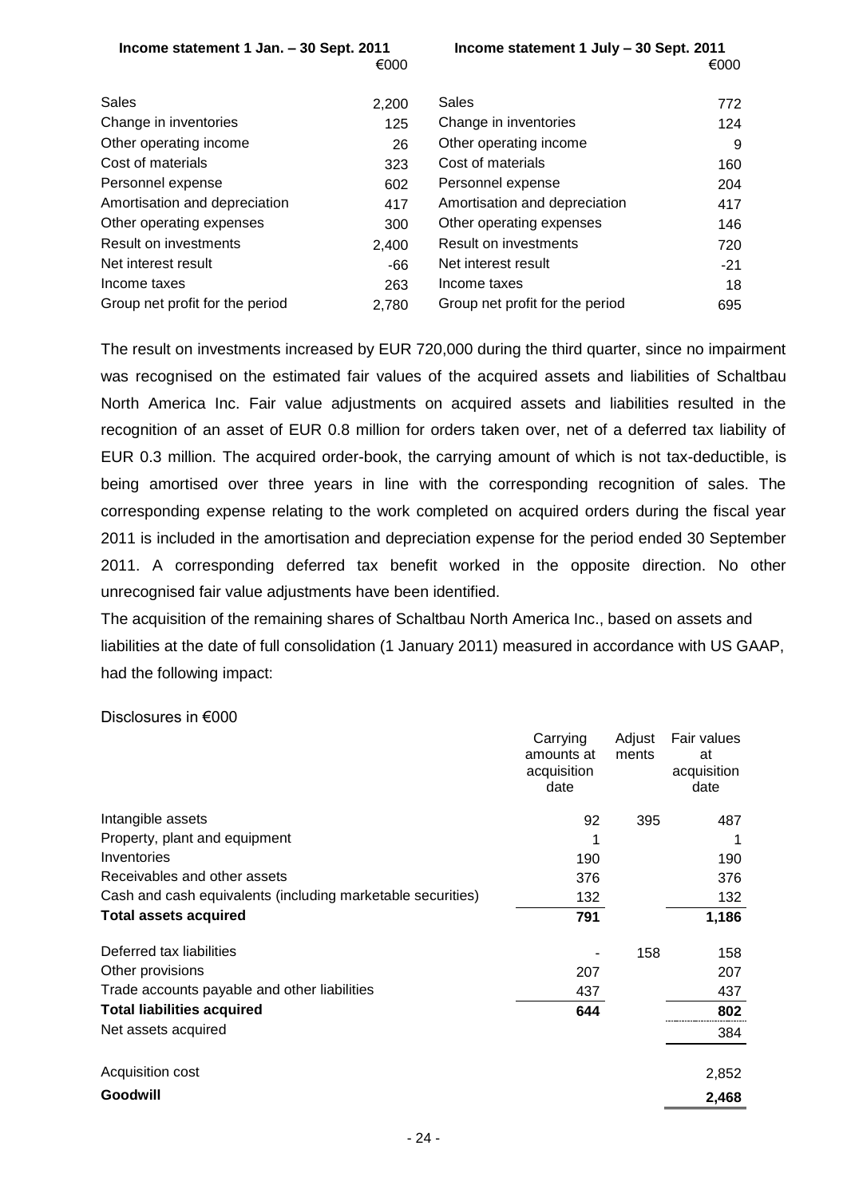| Income statement 1 Jan. – 30 Sept. 2011 | €000 | Income statement 1 July – 30 Sept. 2011 | €000 |
|---|---|---|---|
| Sales | 2,200 | Sales | 772 |
| Change in inventories | 125 | Change in inventories | 124 |
| Other operating income | 26 | Other operating income | 9 |
| Cost of materials | 323 | Cost of materials | 160 |
| Personnel expense | 602 | Personnel expense | 204 |
| Amortisation and depreciation | 417 | Amortisation and depreciation | 417 |
| Other operating expenses | 300 | Other operating expenses | 146 |
| Result on investments | 2,400 | Result on investments | 720 |
| Net interest result | -66 | Net interest result | -21 |
| Income taxes | 263 | Income taxes | 18 |
| Group net profit for the period | 2,780 | Group net profit for the period | 695 |

The result on investments increased by EUR 720,000 during the third quarter, since no impairment was recognised on the estimated fair values of the acquired assets and liabilities of Schaltbau North America Inc. Fair value adjustments on acquired assets and liabilities resulted in the recognition of an asset of EUR 0.8 million for orders taken over, net of a deferred tax liability of EUR 0.3 million. The acquired order-book, the carrying amount of which is not tax-deductible, is being amortised over three years in line with the corresponding recognition of sales. The corresponding expense relating to the work completed on acquired orders during the fiscal year 2011 is included in the amortisation and depreciation expense for the period ended 30 September 2011. A corresponding deferred tax benefit worked in the opposite direction. No other unrecognised fair value adjustments have been identified.

The acquisition of the remaining shares of Schaltbau North America Inc., based on assets and liabilities at the date of full consolidation (1 January 2011) measured in accordance with US GAAP, had the following impact:

Disclosures in €000

| | Carrying amounts at acquisition date | Adjustments | Fair values at acquisition date |
|---|---|---|---|
| Intangible assets | 92 | 395 | 487 |
| Property, plant and equipment | 1 | | 1 |
| Inventories | 190 | | 190 |
| Receivables and other assets | 376 | | 376 |
| Cash and cash equivalents (including marketable securities) | 132 | | 132 |
| **Total assets acquired** | **791** | | **1,186** |
| Deferred tax liabilities | - | 158 | 158 |
| Other provisions | 207 | | 207 |
| Trade accounts payable and other liabilities | 437 | | 437 |
| **Total liabilities acquired** | **644** | | **802** |
| Net assets acquired | | | 384 |
| Acquisition cost | | | 2,852 |
| **Goodwill** | | | **2,468** |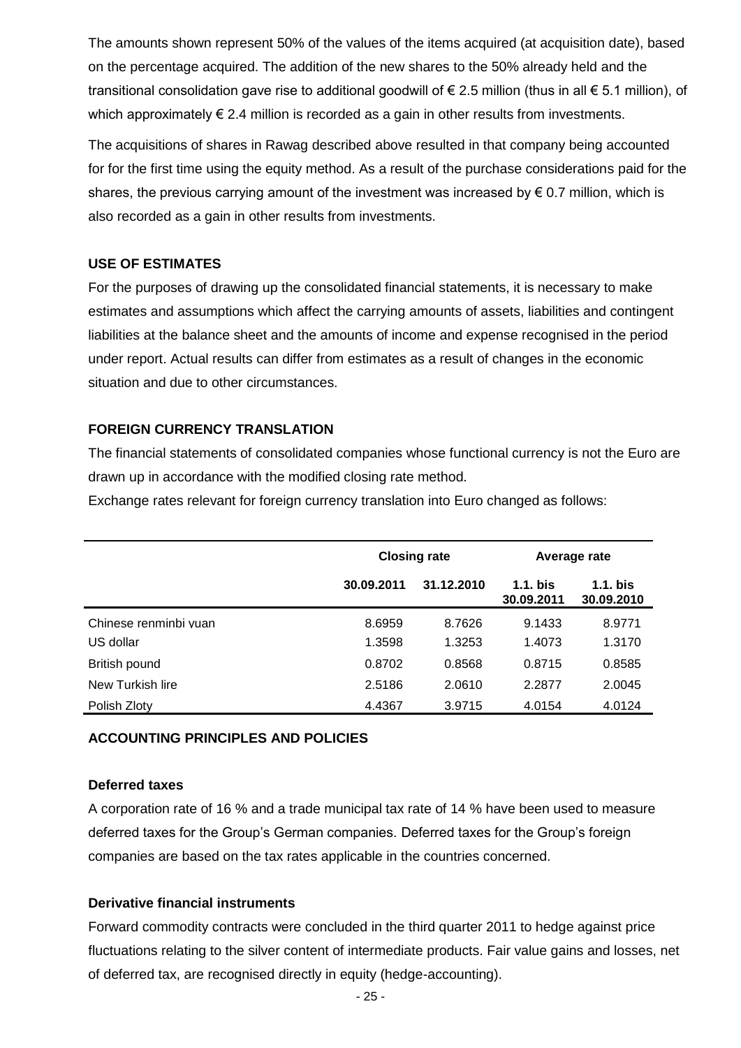The amounts shown represent 50% of the values of the items acquired (at acquisition date), based on the percentage acquired. The addition of the new shares to the 50% already held and the transitional consolidation gave rise to additional goodwill of € 2.5 million (thus in all € 5.1 million), of which approximately € 2.4 million is recorded as a gain in other results from investments.

The acquisitions of shares in Rawag described above resulted in that company being accounted for for the first time using the equity method. As a result of the purchase considerations paid for the shares, the previous carrying amount of the investment was increased by € 0.7 million, which is also recorded as a gain in other results from investments.

## USE OF ESTIMATES

For the purposes of drawing up the consolidated financial statements, it is necessary to make estimates and assumptions which affect the carrying amounts of assets, liabilities and contingent liabilities at the balance sheet and the amounts of income and expense recognised in the period under report. Actual results can differ from estimates as a result of changes in the economic situation and due to other circumstances.

## FOREIGN CURRENCY TRANSLATION

The financial statements of consolidated companies whose functional currency is not the Euro are drawn up in accordance with the modified closing rate method.

Exchange rates relevant for foreign currency translation into Euro changed as follows:

| | Closing rate | | Average rate | |
|---|---|---|---|---|
| | 30.09.2011 | 31.12.2010 | 1.1. bis 30.09.2011 | 1.1. bis 30.09.2010 |
| Chinese renminbi yuan | 8.6959 | 8.7626 | 9.1433 | 8.9771 |
| US dollar | 1.3598 | 1.3253 | 1.4073 | 1.3170 |
| British pound | 0.8702 | 0.8568 | 0.8715 | 0.8585 |
| New Turkish lire | 2.5186 | 2.0610 | 2.2877 | 2.0045 |
| Polish Zloty | 4.4367 | 3.9715 | 4.0154 | 4.0124 |

## ACCOUNTING PRINCIPLES AND POLICIES

### Deferred taxes

A corporation rate of 16 % and a trade municipal tax rate of 14 % have been used to measure deferred taxes for the Group's German companies. Deferred taxes for the Group's foreign companies are based on the tax rates applicable in the countries concerned.

### Derivative financial instruments

Forward commodity contracts were concluded in the third quarter 2011 to hedge against price fluctuations relating to the silver content of intermediate products. Fair value gains and losses, net of deferred tax, are recognised directly in equity (hedge-accounting).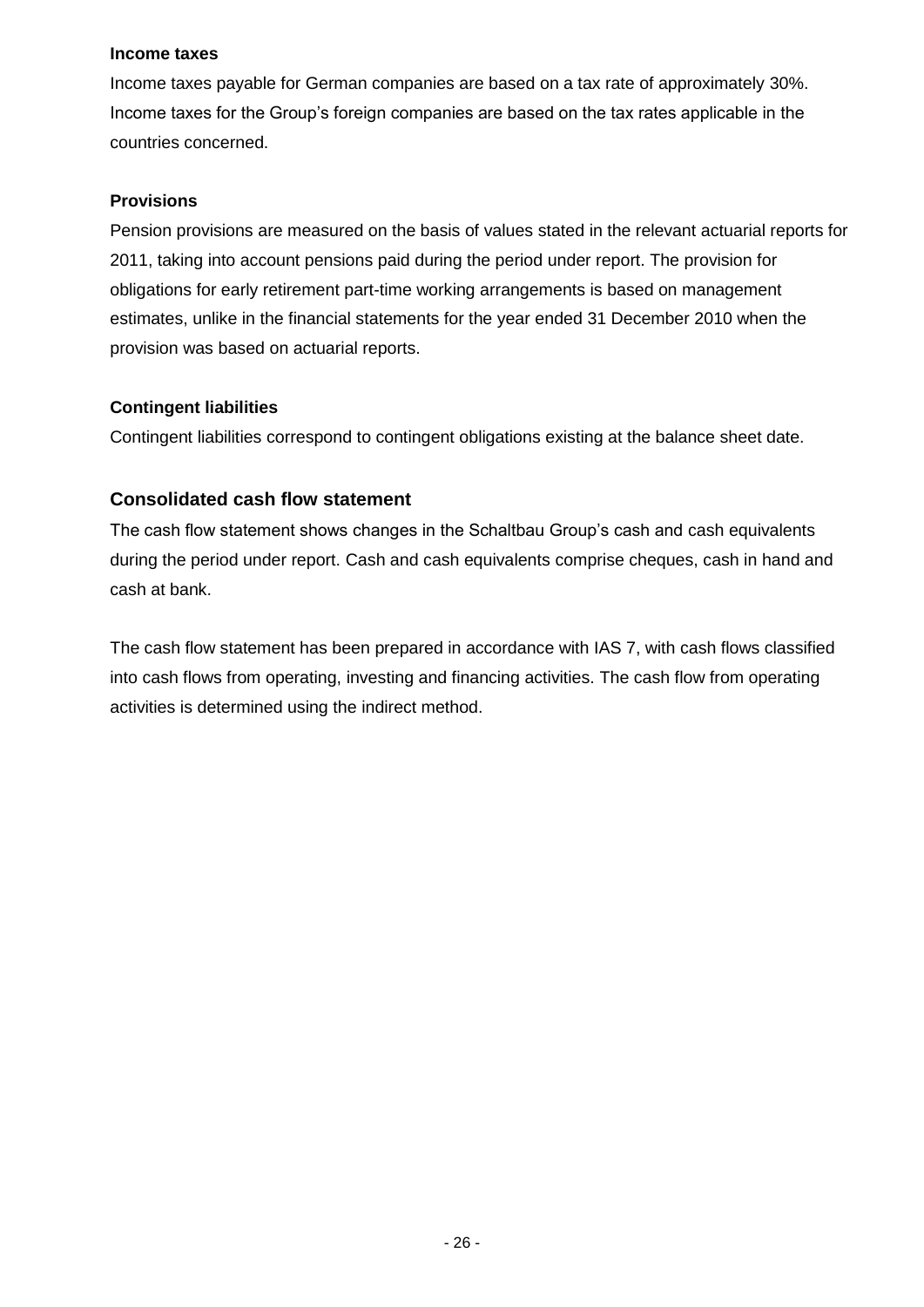### Income taxes

Income taxes payable for German companies are based on a tax rate of approximately 30%. Income taxes for the Group's foreign companies are based on the tax rates applicable in the countries concerned.

### Provisions

Pension provisions are measured on the basis of values stated in the relevant actuarial reports for 2011, taking into account pensions paid during the period under report. The provision for obligations for early retirement part-time working arrangements is based on management estimates, unlike in the financial statements for the year ended 31 December 2010 when the provision was based on actuarial reports.

### Contingent liabilities

Contingent liabilities correspond to contingent obligations existing at the balance sheet date.

## Consolidated cash flow statement

The cash flow statement shows changes in the Schaltbau Group's cash and cash equivalents during the period under report. Cash and cash equivalents comprise cheques, cash in hand and cash at bank.

The cash flow statement has been prepared in accordance with IAS 7, with cash flows classified into cash flows from operating, investing and financing activities. The cash flow from operating activities is determined using the indirect method.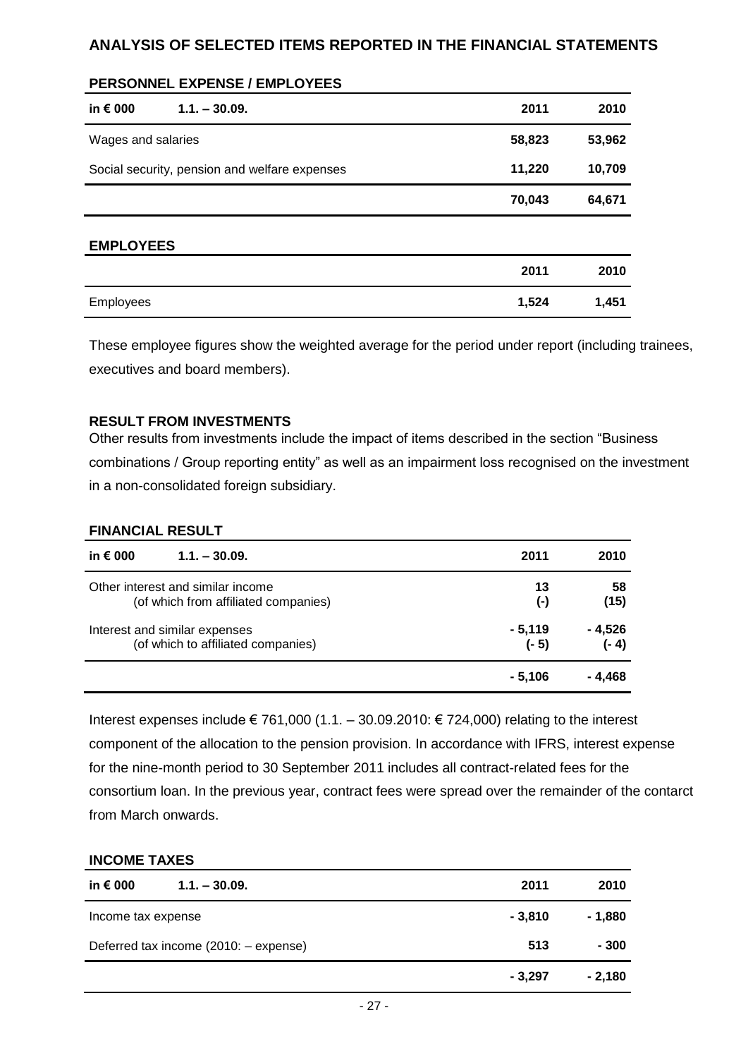## ANALYSIS OF SELECTED ITEMS REPORTED IN THE FINANCIAL STATEMENTS

### PERSONNEL EXPENSE / EMPLOYEES

| in € 000 1.1. – 30.09. | 2011 | 2010 |
|---|---|---|
| Wages and salaries | 58,823 | 53,962 |
| Social security, pension and welfare expenses | 11,220 | 10,709 |
| | 70,043 | 64,671 |

### EMPLOYEES

| | 2011 | 2010 |
|---|---|---|
| Employees | 1,524 | 1,451 |

These employee figures show the weighted average for the period under report (including trainees, executives and board members).

### RESULT FROM INVESTMENTS

Other results from investments include the impact of items described in the section "Business combinations / Group reporting entity" as well as an impairment loss recognised on the investment in a non-consolidated foreign subsidiary.

### FINANCIAL RESULT

| in € 000 1.1. – 30.09. | 2011 | 2010 |
|---|---|---|
| Other interest and similar income<br>(of which from affiliated companies) | 13<br>(-) | 58<br>(15) |
| Interest and similar expenses<br>(of which to affiliated companies) | - 5,119<br>(- 5) | - 4,526<br>(- 4) |
| | - 5,106 | - 4,468 |

Interest expenses include € 761,000 (1.1. – 30.09.2010: € 724,000) relating to the interest component of the allocation to the pension provision. In accordance with IFRS, interest expense for the nine-month period to 30 September 2011 includes all contract-related fees for the consortium loan. In the previous year, contract fees were spread over the remainder of the contarct from March onwards.

### INCOME TAXES

| in € 000 1.1. – 30.09. | 2011 | 2010 |
|---|---|---|
| Income tax expense | - 3,810 | - 1,880 |
| Deferred tax income (2010: – expense) | 513 | - 300 |
| | - 3,297 | - 2,180 |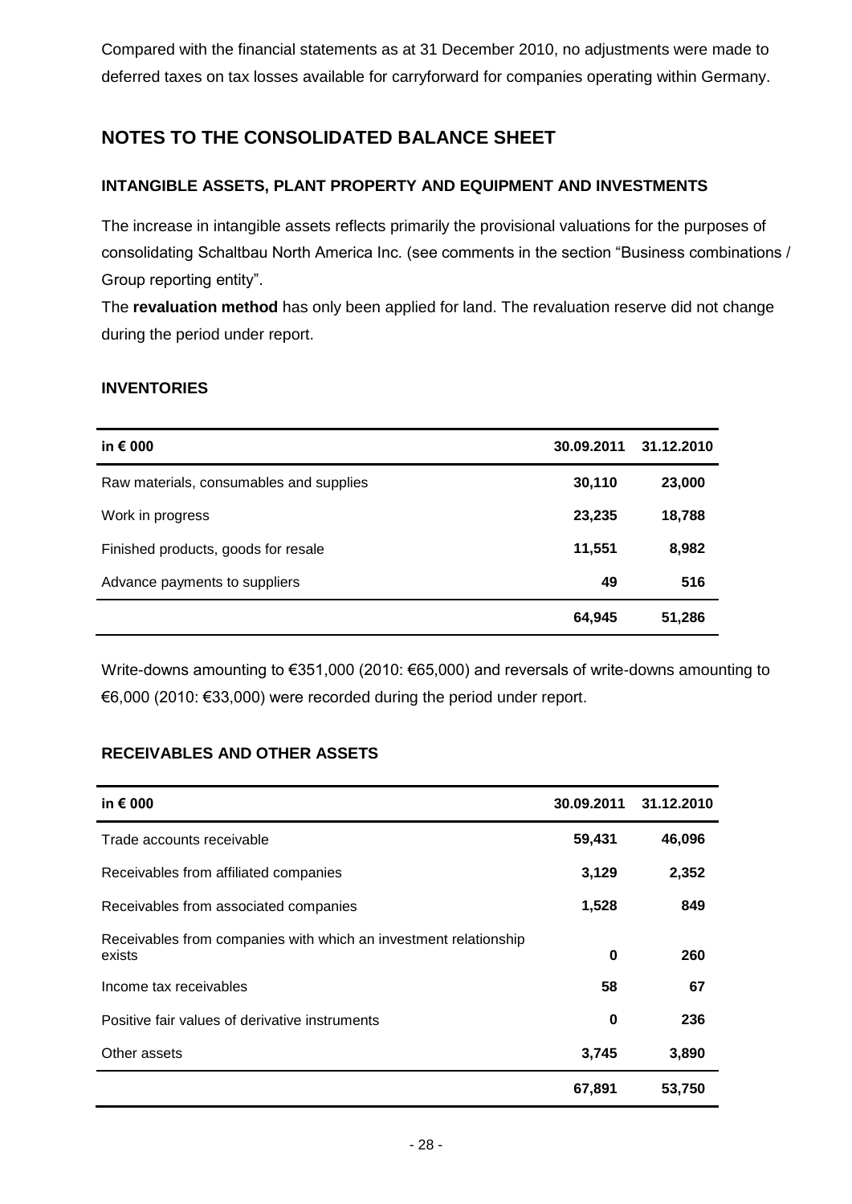Compared with the financial statements as at 31 December 2010, no adjustments were made to deferred taxes on tax losses available for carryforward for companies operating within Germany.

## NOTES TO THE CONSOLIDATED BALANCE SHEET

### INTANGIBLE ASSETS, PLANT PROPERTY AND EQUIPMENT AND INVESTMENTS

The increase in intangible assets reflects primarily the provisional valuations for the purposes of consolidating Schaltbau North America Inc. (see comments in the section "Business combinations / Group reporting entity".

The **revaluation method** has only been applied for land. The revaluation reserve did not change during the period under report.

### INVENTORIES

| in € 000 | 30.09.2011 | 31.12.2010 |
|---|---|---|
| Raw materials, consumables and supplies | 30,110 | 23,000 |
| Work in progress | 23,235 | 18,788 |
| Finished products, goods for resale | 11,551 | 8,982 |
| Advance payments to suppliers | 49 | 516 |
| | 64,945 | 51,286 |

Write-downs amounting to €351,000 (2010: €65,000) and reversals of write-downs amounting to €6,000 (2010: €33,000) were recorded during the period under report.

### RECEIVABLES AND OTHER ASSETS

| in € 000 | 30.09.2011 | 31.12.2010 |
|---|---|---|
| Trade accounts receivable | 59,431 | 46,096 |
| Receivables from affiliated companies | 3,129 | 2,352 |
| Receivables from associated companies | 1,528 | 849 |
| Receivables from companies with which an investment relationship exists | 0 | 260 |
| Income tax receivables | 58 | 67 |
| Positive fair values of derivative instruments | 0 | 236 |
| Other assets | 3,745 | 3,890 |
| | 67,891 | 53,750 |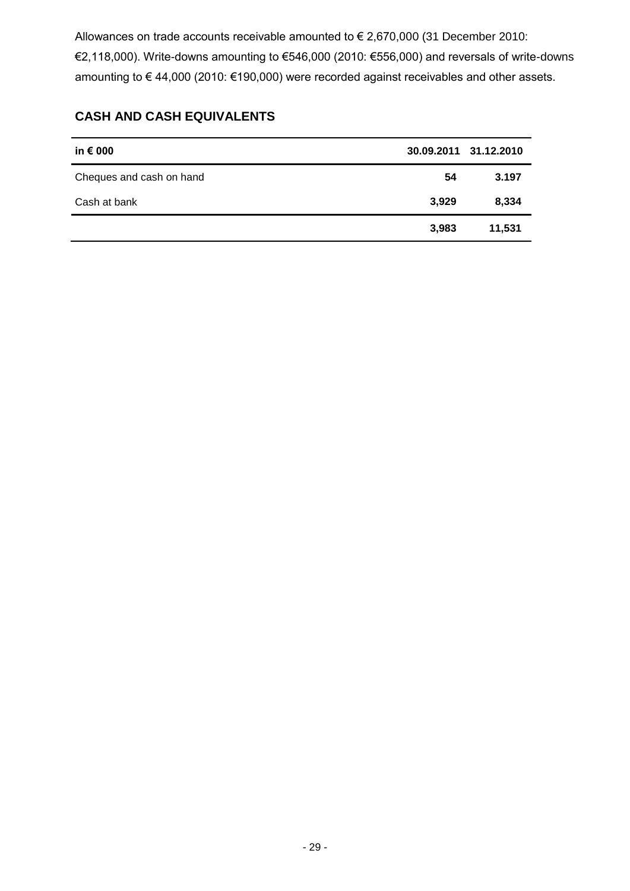Allowances on trade accounts receivable amounted to € 2,670,000 (31 December 2010: €2,118,000). Write-downs amounting to €546,000 (2010: €556,000) and reversals of write-downs amounting to € 44,000 (2010: €190,000) were recorded against receivables and other assets.

## CASH AND CASH EQUIVALENTS

| in € 000 | 30.09.2011 | 31.12.2010 |
|---|---|---|
| Cheques and cash on hand | 54 | 3.197 |
| Cash at bank | 3,929 | 8,334 |
| | 3,983 | 11,531 |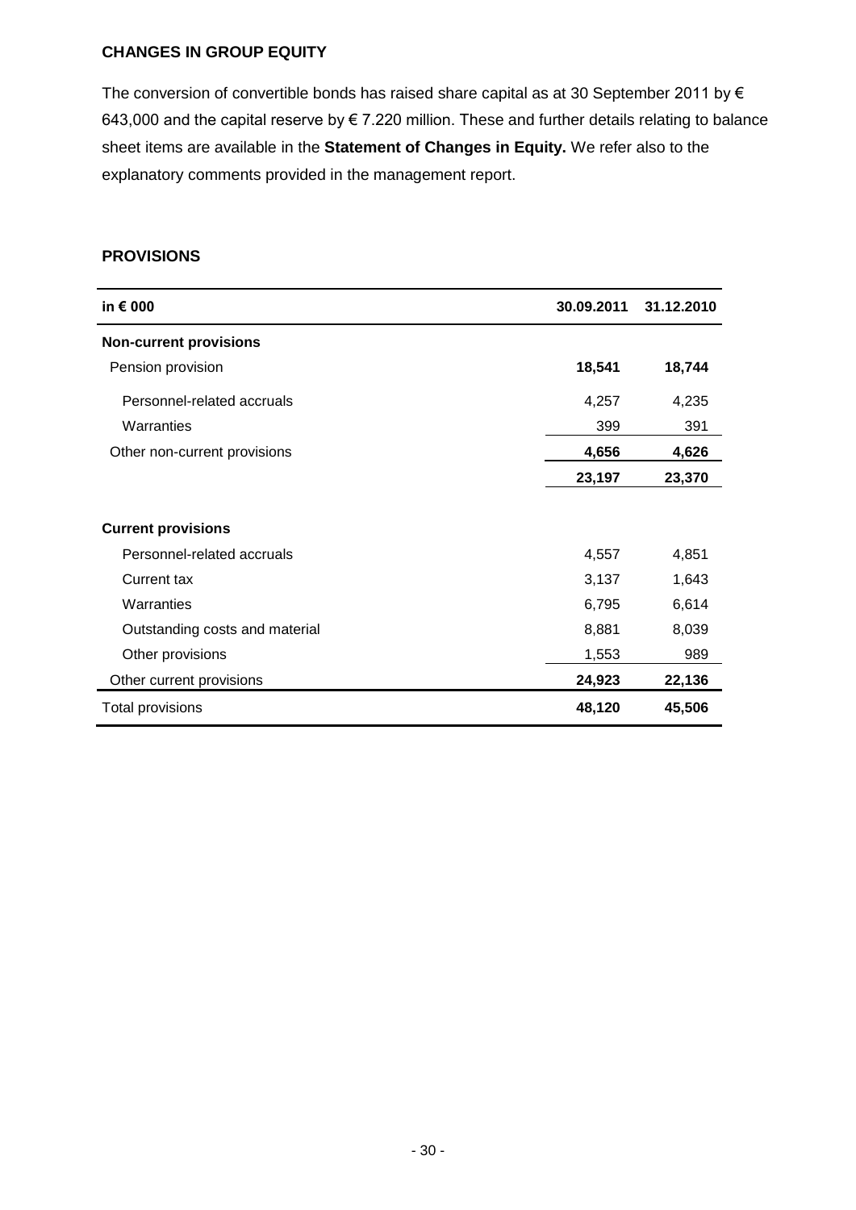## CHANGES IN GROUP EQUITY

The conversion of convertible bonds has raised share capital as at 30 September 2011 by € 643,000 and the capital reserve by € 7.220 million. These and further details relating to balance sheet items are available in the **Statement of Changes in Equity.** We refer also to the explanatory comments provided in the management report.

## PROVISIONS

| in € 000 | 30.09.2011 | 31.12.2010 |
|---|---|---|
| **Non-current provisions** | | |
| Pension provision | **18,541** | **18,744** |
| Personnel-related accruals | 4,257 | 4,235 |
| Warranties | 399 | 391 |
| Other non-current provisions | **4,656** | **4,626** |
| | **23,197** | **23,370** |
| **Current provisions** | | |
| Personnel-related accruals | 4,557 | 4,851 |
| Current tax | 3,137 | 1,643 |
| Warranties | 6,795 | 6,614 |
| Outstanding costs and material | 8,881 | 8,039 |
| Other provisions | 1,553 | 989 |
| Other current provisions | **24,923** | **22,136** |
| Total provisions | **48,120** | **45,506** |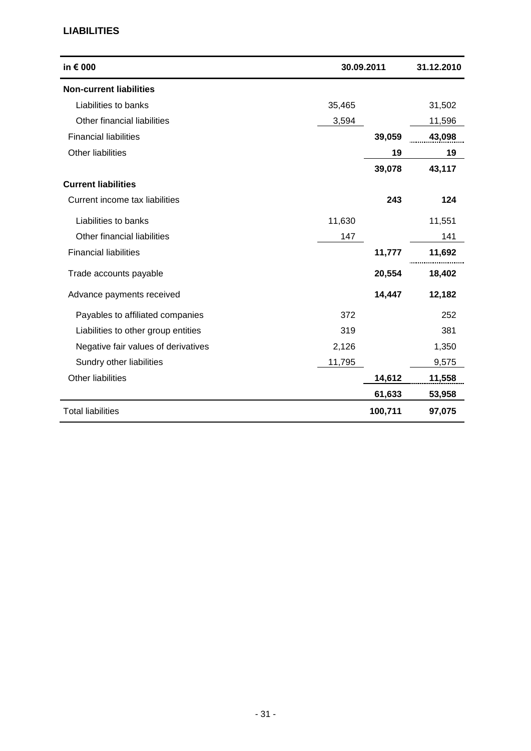## LIABILITIES

| in € 000 | 30.09.2011 | | 31.12.2010 |
|---|---|---|---|
| **Non-current liabilities** | | | |
| Liabilities to banks | 35,465 | | 31,502 |
| Other financial liabilities | 3,594 | | 11,596 |
| Financial liabilities | | **39,059** | **43,098** |
| Other liabilities | | **19** | **19** |
| | | **39,078** | **43,117** |
| **Current liabilities** | | | |
| Current income tax liabilities | | **243** | **124** |
| Liabilities to banks | 11,630 | | 11,551 |
| Other financial liabilities | 147 | | 141 |
| Financial liabilities | | **11,777** | **11,692** |
| Trade accounts payable | | **20,554** | **18,402** |
| Advance payments received | | **14,447** | **12,182** |
| Payables to affiliated companies | 372 | | 252 |
| Liabilities to other group entities | 319 | | 381 |
| Negative fair values of derivatives | 2,126 | | 1,350 |
| Sundry other liabilities | 11,795 | | 9,575 |
| Other liabilities | | **14,612** | **11,558** |
| | | **61,633** | **53,958** |
| Total liabilities | | **100,711** | **97,075** |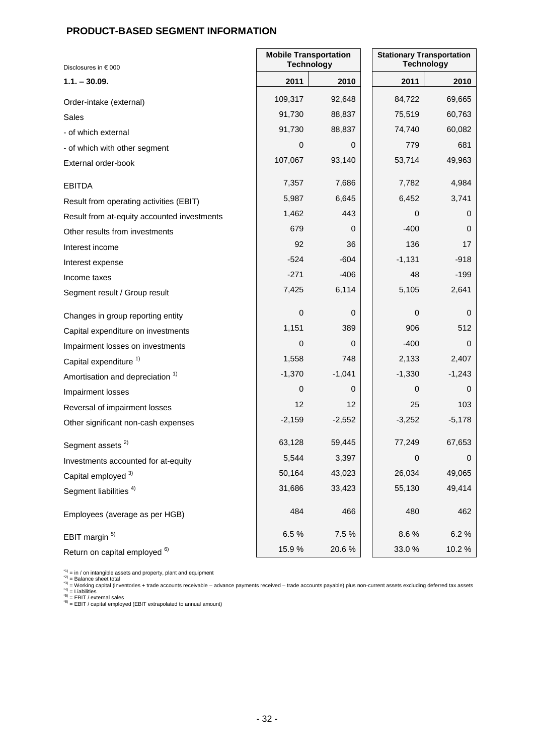## PRODUCT-BASED SEGMENT INFORMATION

| Disclosures in € 000 | Mobile Transportation Technology | | Stationary Transportation Technology | |
|---|---|---|---|---|
| **1.1. – 30.09.** | **2011** | **2010** | **2011** | **2010** |
| Order-intake (external) | 109,317 | 92,648 | 84,722 | 69,665 |
| Sales | 91,730 | 88,837 | 75,519 | 60,763 |
| - of which external | 91,730 | 88,837 | 74,740 | 60,082 |
| - of which with other segment | 0 | 0 | 779 | 681 |
| External order-book | 107,067 | 93,140 | 53,714 | 49,963 |
| EBITDA | 7,357 | 7,686 | 7,782 | 4,984 |
| Result from operating activities (EBIT) | 5,987 | 6,645 | 6,452 | 3,741 |
| Result from at-equity accounted investments | 1,462 | 443 | 0 | 0 |
| Other results from investments | 679 | 0 | -400 | 0 |
| Interest income | 92 | 36 | 136 | 17 |
| Interest expense | -524 | -604 | -1,131 | -918 |
| Income taxes | -271 | -406 | 48 | -199 |
| Segment result / Group result | 7,425 | 6,114 | 5,105 | 2,641 |
| Changes in group reporting entity | 0 | 0 | 0 | 0 |
| Capital expenditure on investments | 1,151 | 389 | 906 | 512 |
| Impairment losses on investments | 0 | 0 | -400 | 0 |
| Capital expenditure [1) ] | 1,558 | 748 | 2,133 | 2,407 |
| Amortisation and depreciation [1)] | -1,370 | -1,041 | -1,330 | -1,243 |
| Impairment losses | 0 | 0 | 0 | 0 |
| Reversal of impairment losses | 12 | 12 | 25 | 103 |
| Other significant non-cash expenses | -2,159 | -2,552 | -3,252 | -5,178 |
| Segment assets [2)] | 63,128 | 59,445 | 77,249 | 67,653 |
| Investments accounted for at-equity | 5,544 | 3,397 | 0 | 0 |
| Capital employed [3)] | 50,164 | 43,023 | 26,034 | 49,065 |
| Segment liabilities [4)] | 31,686 | 33,423 | 55,130 | 49,414 |
| Employees (average as per HGB) | 484 | 466 | 480 | 462 |
| EBIT margin [5)] | 6.5 % | 7.5 % | 8.6 % | 6.2 % |
| Return on capital employed [6)] | 15.9 % | 20.6 % | 33.0 % | 10.2 % |

*1) = in / on intangible assets and property, plant and equipment
*2) = Balance sheet total
*3) = Working capital (inventories + trade accounts receivable – advance payments received – trade accounts payable) plus non-current assets excluding deferred tax assets
*4) = Liabilities
*5) = EBIT / external sales
*6) = EBIT / capital employed (EBIT extrapolated to annual amount)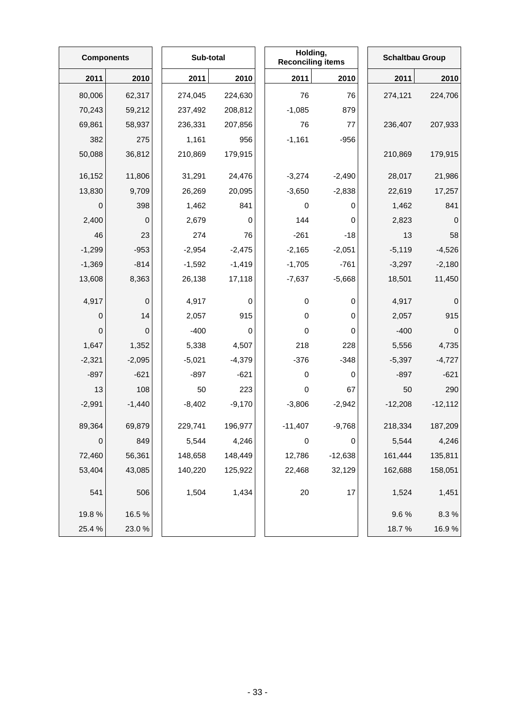| Components | | Sub-total | | Holding, Reconciling items | | Schaltbau Group | |
|---|---|---|---|---|---|---|---|
| 2011 | 2010 | 2011 | 2010 | 2011 | 2010 | 2011 | 2010 |
| 80,006 | 62,317 | 274,045 | 224,630 | 76 | 76 | 274,121 | 224,706 |
| 70,243 | 59,212 | 237,492 | 208,812 | -1,085 | 879 | | |
| 69,861 | 58,937 | 236,331 | 207,856 | 76 | 77 | 236,407 | 207,933 |
| 382 | 275 | 1,161 | 956 | -1,161 | -956 | | |
| 50,088 | 36,812 | 210,869 | 179,915 | | | 210,869 | 179,915 |
| 16,152 | 11,806 | 31,291 | 24,476 | -3,274 | -2,490 | 28,017 | 21,986 |
| 13,830 | 9,709 | 26,269 | 20,095 | -3,650 | -2,838 | 22,619 | 17,257 |
| 0 | 398 | 1,462 | 841 | 0 | 0 | 1,462 | 841 |
| 2,400 | 0 | 2,679 | 0 | 144 | 0 | 2,823 | 0 |
| 46 | 23 | 274 | 76 | -261 | -18 | 13 | 58 |
| -1,299 | -953 | -2,954 | -2,475 | -2,165 | -2,051 | -5,119 | -4,526 |
| -1,369 | -814 | -1,592 | -1,419 | -1,705 | -761 | -3,297 | -2,180 |
| 13,608 | 8,363 | 26,138 | 17,118 | -7,637 | -5,668 | 18,501 | 11,450 |
| 4,917 | 0 | 4,917 | 0 | 0 | 0 | 4,917 | 0 |
| 0 | 14 | 2,057 | 915 | 0 | 0 | 2,057 | 915 |
| 0 | 0 | -400 | 0 | 0 | 0 | -400 | 0 |
| 1,647 | 1,352 | 5,338 | 4,507 | 218 | 228 | 5,556 | 4,735 |
| -2,321 | -2,095 | -5,021 | -4,379 | -376 | -348 | -5,397 | -4,727 |
| -897 | -621 | -897 | -621 | 0 | 0 | -897 | -621 |
| 13 | 108 | 50 | 223 | 0 | 67 | 50 | 290 |
| -2,991 | -1,440 | -8,402 | -9,170 | -3,806 | -2,942 | -12,208 | -12,112 |
| 89,364 | 69,879 | 229,741 | 196,977 | -11,407 | -9,768 | 218,334 | 187,209 |
| 0 | 849 | 5,544 | 4,246 | 0 | 0 | 5,544 | 4,246 |
| 72,460 | 56,361 | 148,658 | 148,449 | 12,786 | -12,638 | 161,444 | 135,811 |
| 53,404 | 43,085 | 140,220 | 125,922 | 22,468 | 32,129 | 162,688 | 158,051 |
| 541 | 506 | 1,504 | 1,434 | 20 | 17 | 1,524 | 1,451 |
| 19.8 % | 16.5 % | | | | | 9.6 % | 8.3 % |
| 25.4 % | 23.0 % | | | | | 18.7 % | 16.9 % |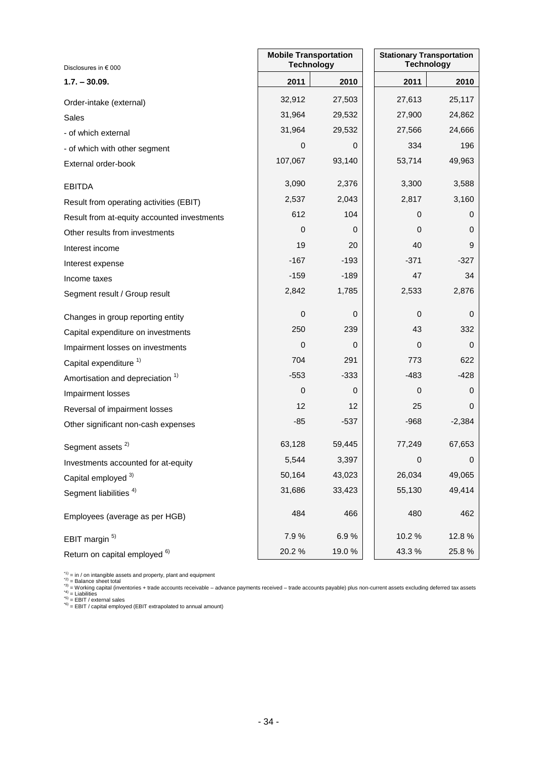| Disclosures in € 000 | Mobile Transportation Technology | | Stationary Transportation Technology | |
|---|---|---|---|---|
| **1.7. – 30.09.** | **2011** | **2010** | **2011** | **2010** |
| Order-intake (external) | 32,912 | 27,503 | 27,613 | 25,117 |
| Sales | 31,964 | 29,532 | 27,900 | 24,862 |
| - of which external | 31,964 | 29,532 | 27,566 | 24,666 |
| - of which with other segment | 0 | 0 | 334 | 196 |
| External order-book | 107,067 | 93,140 | 53,714 | 49,963 |
| EBITDA | 3,090 | 2,376 | 3,300 | 3,588 |
| Result from operating activities (EBIT) | 2,537 | 2,043 | 2,817 | 3,160 |
| Result from at-equity accounted investments | 612 | 104 | 0 | 0 |
| Other results from investments | 0 | 0 | 0 | 0 |
| Interest income | 19 | 20 | 40 | 9 |
| Interest expense | -167 | -193 | -371 | -327 |
| Income taxes | -159 | -189 | 47 | 34 |
| Segment result / Group result | 2,842 | 1,785 | 2,533 | 2,876 |
| Changes in group reporting entity | 0 | 0 | 0 | 0 |
| Capital expenditure on investments | 250 | 239 | 43 | 332 |
| Impairment losses on investments | 0 | 0 | 0 | 0 |
| Capital expenditure [1) ] | 704 | 291 | 773 | 622 |
| Amortisation and depreciation [1)] | -553 | -333 | -483 | -428 |
| Impairment losses | 0 | 0 | 0 | 0 |
| Reversal of impairment losses | 12 | 12 | 25 | 0 |
| Other significant non-cash expenses | -85 | -537 | -968 | -2,384 |
| Segment assets [2)] | 63,128 | 59,445 | 77,249 | 67,653 |
| Investments accounted for at-equity | 5,544 | 3,397 | 0 | 0 |
| Capital employed [3)] | 50,164 | 43,023 | 26,034 | 49,065 |
| Segment liabilities [4)] | 31,686 | 33,423 | 55,130 | 49,414 |
| Employees (average as per HGB) | 484 | 466 | 480 | 462 |
| EBIT margin [5)] | 7.9 % | 6.9 % | 10.2 % | 12.8 % |
| Return on capital employed [6)] | 20.2 % | 19.0 % | 43.3 % | 25.8 % |

*1) = in / on intangible assets and property, plant and equipment
*2) = Balance sheet total
*3) = Working capital (inventories + trade accounts receivable – advance payments received – trade accounts payable) plus non-current assets excluding deferred tax assets
*4) = Liabilities
*5) = EBIT / external sales
*6) = EBIT / capital employed (EBIT extrapolated to annual amount)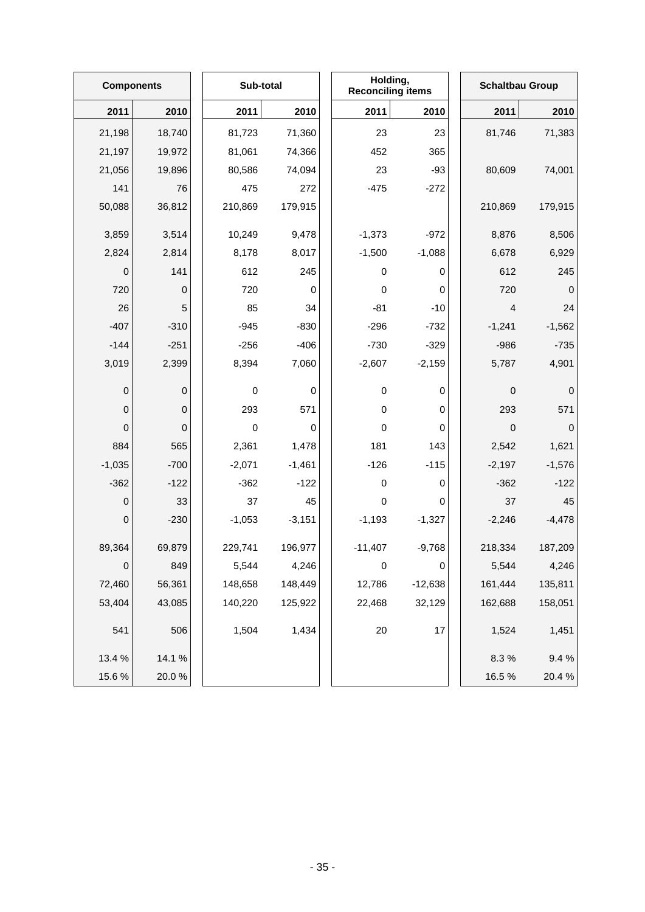| Components | | Sub-total | | Holding, Reconciling items | | Schaltbau Group | |
|---|---|---|---|---|---|---|---|
| 2011 | 2010 | 2011 | 2010 | 2011 | 2010 | 2011 | 2010 |
| 21,198 | 18,740 | 81,723 | 71,360 | 23 | 23 | 81,746 | 71,383 |
| 21,197 | 19,972 | 81,061 | 74,366 | 452 | 365 | | |
| 21,056 | 19,896 | 80,586 | 74,094 | 23 | -93 | 80,609 | 74,001 |
| 141 | 76 | 475 | 272 | -475 | -272 | | |
| 50,088 | 36,812 | 210,869 | 179,915 | | | 210,869 | 179,915 |
| 3,859 | 3,514 | 10,249 | 9,478 | -1,373 | -972 | 8,876 | 8,506 |
| 2,824 | 2,814 | 8,178 | 8,017 | -1,500 | -1,088 | 6,678 | 6,929 |
| 0 | 141 | 612 | 245 | 0 | 0 | 612 | 245 |
| 720 | 0 | 720 | 0 | 0 | 0 | 720 | 0 |
| 26 | 5 | 85 | 34 | -81 | -10 | 4 | 24 |
| -407 | -310 | -945 | -830 | -296 | -732 | -1,241 | -1,562 |
| -144 | -251 | -256 | -406 | -730 | -329 | -986 | -735 |
| 3,019 | 2,399 | 8,394 | 7,060 | -2,607 | -2,159 | 5,787 | 4,901 |
| 0 | 0 | 0 | 0 | 0 | 0 | 0 | 0 |
| 0 | 0 | 293 | 571 | 0 | 0 | 293 | 571 |
| 0 | 0 | 0 | 0 | 0 | 0 | 0 | 0 |
| 884 | 565 | 2,361 | 1,478 | 181 | 143 | 2,542 | 1,621 |
| -1,035 | -700 | -2,071 | -1,461 | -126 | -115 | -2,197 | -1,576 |
| -362 | -122 | -362 | -122 | 0 | 0 | -362 | -122 |
| 0 | 33 | 37 | 45 | 0 | 0 | 37 | 45 |
| 0 | -230 | -1,053 | -3,151 | -1,193 | -1,327 | -2,246 | -4,478 |
| 89,364 | 69,879 | 229,741 | 196,977 | -11,407 | -9,768 | 218,334 | 187,209 |
| 0 | 849 | 5,544 | 4,246 | 0 | 0 | 5,544 | 4,246 |
| 72,460 | 56,361 | 148,658 | 148,449 | 12,786 | -12,638 | 161,444 | 135,811 |
| 53,404 | 43,085 | 140,220 | 125,922 | 22,468 | 32,129 | 162,688 | 158,051 |
| 541 | 506 | 1,504 | 1,434 | 20 | 17 | 1,524 | 1,451 |
| 13.4 % | 14.1 % | | | | | 8.3 % | 9.4 % |
| 15.6 % | 20.0 % | | | | | 16.5 % | 20.4 % |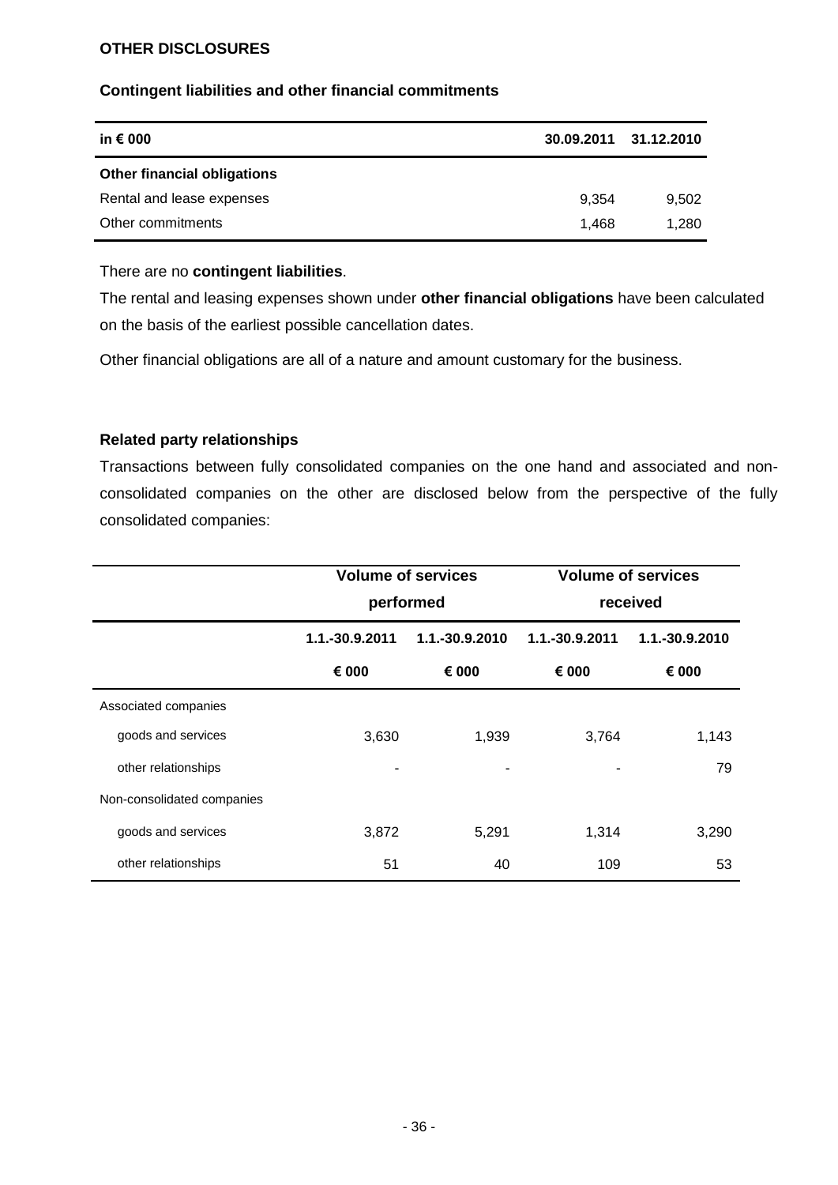## OTHER DISCLOSURES

### Contingent liabilities and other financial commitments

| in € 000 | 30.09.2011 | 31.12.2010 |
|---|---|---|
| **Other financial obligations** | | |
| Rental and lease expenses | 9,354 | 9,502 |
| Other commitments | 1,468 | 1,280 |

There are no **contingent liabilities**.

The rental and leasing expenses shown under **other financial obligations** have been calculated on the basis of the earliest possible cancellation dates.

Other financial obligations are all of a nature and amount customary for the business.

### Related party relationships

Transactions between fully consolidated companies on the one hand and associated and non-consolidated companies on the other are disclosed below from the perspective of the fully consolidated companies:

| | Volume of services performed | | Volume of services received | |
|---|---|---|---|---|
| | 1.1.-30.9.2011 | 1.1.-30.9.2010 | 1.1.-30.9.2011 | 1.1.-30.9.2010 |
| | € 000 | € 000 | € 000 | € 000 |
| Associated companies | | | | |
| goods and services | 3,630 | 1,939 | 3,764 | 1,143 |
| other relationships | - | - | - | 79 |
| Non-consolidated companies | | | | |
| goods and services | 3,872 | 5,291 | 1,314 | 3,290 |
| other relationships | 51 | 40 | 109 | 53 |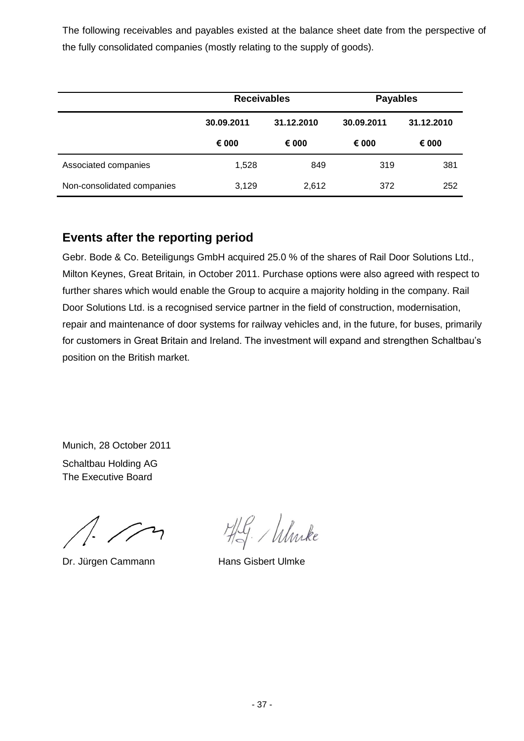The following receivables and payables existed at the balance sheet date from the perspective of the fully consolidated companies (mostly relating to the supply of goods).

| | Receivables | | Payables | |
|---|---|---|---|---|
| | 30.09.2011 | 31.12.2010 | 30.09.2011 | 31.12.2010 |
| | € 000 | € 000 | € 000 | € 000 |
| Associated companies | 1,528 | 849 | 319 | 381 |
| Non-consolidated companies | 3,129 | 2,612 | 372 | 252 |

## Events after the reporting period

Gebr. Bode & Co. Beteiligungs GmbH acquired 25.0 % of the shares of Rail Door Solutions Ltd., Milton Keynes, Great Britain, in October 2011. Purchase options were also agreed with respect to further shares which would enable the Group to acquire a majority holding in the company. Rail Door Solutions Ltd. is a recognised service partner in the field of construction, modernisation, repair and maintenance of door systems for railway vehicles and, in the future, for buses, primarily for customers in Great Britain and Ireland. The investment will expand and strengthen Schaltbau's position on the British market.

Munich, 28 October 2011

Schaltbau Holding AG
The Executive Board

Dr. Jürgen Cammann    Hans Gisbert Ulmke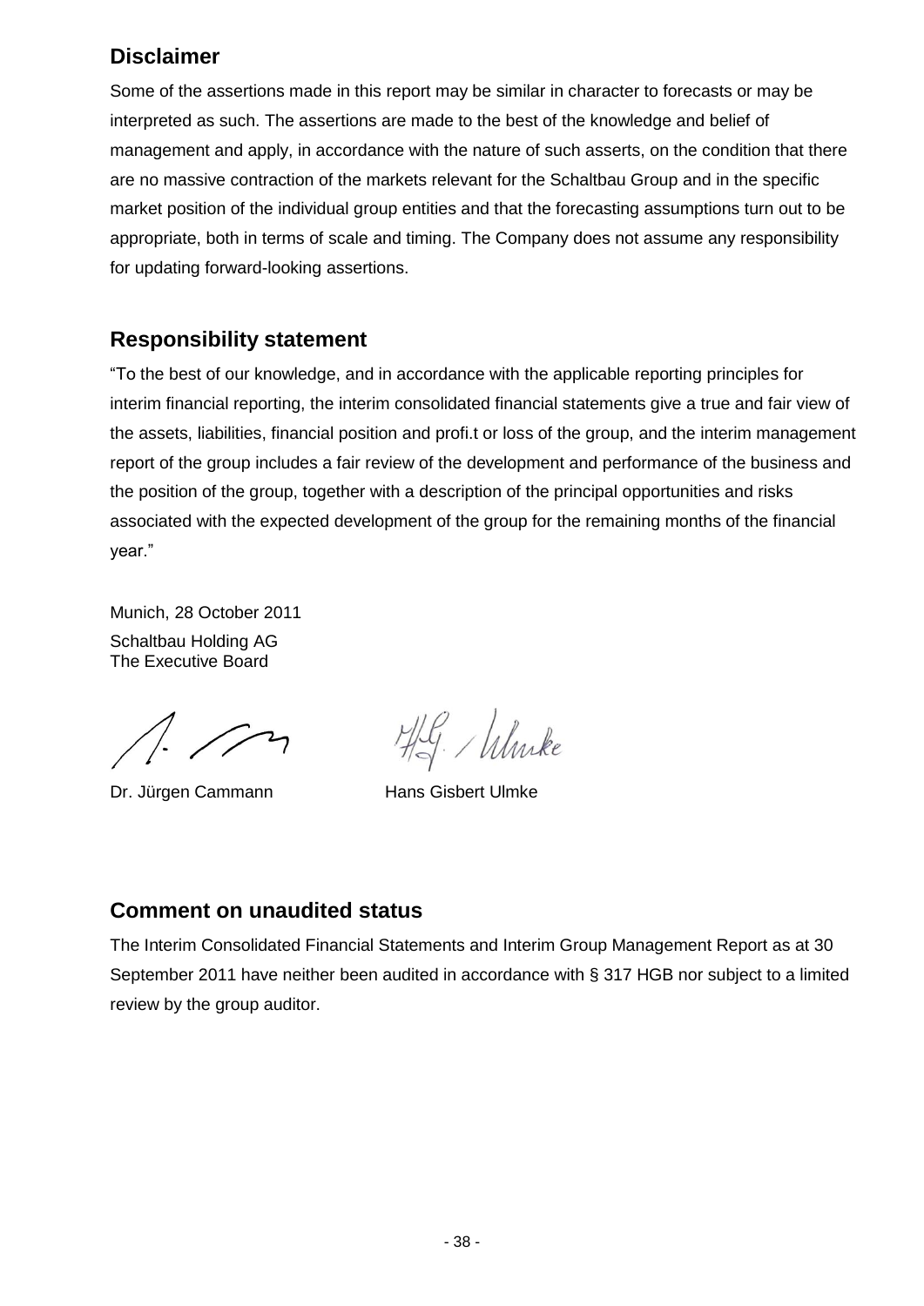## Disclaimer

Some of the assertions made in this report may be similar in character to forecasts or may be interpreted as such. The assertions are made to the best of the knowledge and belief of management and apply, in accordance with the nature of such asserts, on the condition that there are no massive contraction of the markets relevant for the Schaltbau Group and in the specific market position of the individual group entities and that the forecasting assumptions turn out to be appropriate, both in terms of scale and timing. The Company does not assume any responsibility for updating forward-looking assertions.

## Responsibility statement

"To the best of our knowledge, and in accordance with the applicable reporting principles for interim financial reporting, the interim consolidated financial statements give a true and fair view of the assets, liabilities, financial position and profi.t or loss of the group, and the interim management report of the group includes a fair review of the development and performance of the business and the position of the group, together with a description of the principal opportunities and risks associated with the expected development of the group for the remaining months of the financial year."

Munich, 28 October 2011

Schaltbau Holding AG
The Executive Board

Dr. Jürgen Cammann        Hans Gisbert Ulmke

## Comment on unaudited status

The Interim Consolidated Financial Statements and Interim Group Management Report as at 30 September 2011 have neither been audited in accordance with § 317 HGB nor subject to a limited review by the group auditor.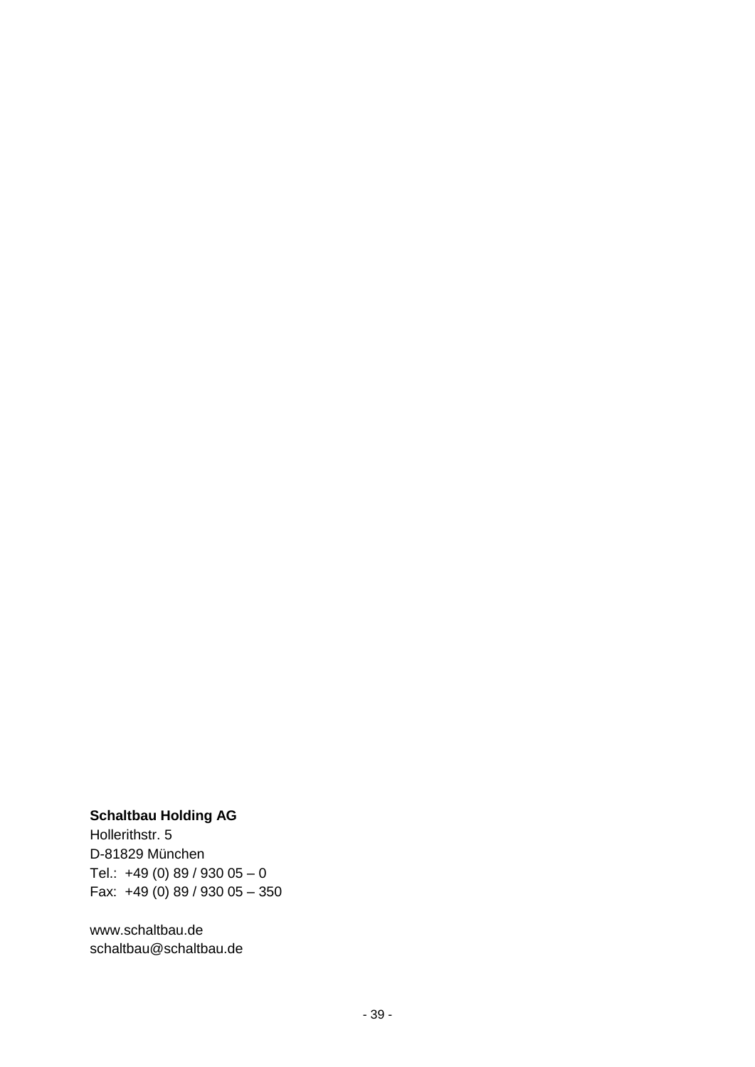**Schaltbau Holding AG**
Hollerithstr. 5
D-81829 München
Tel.: +49 (0) 89 / 930 05 – 0
Fax: +49 (0) 89 / 930 05 – 350

www.schaltbau.de
schaltbau@schaltbau.de